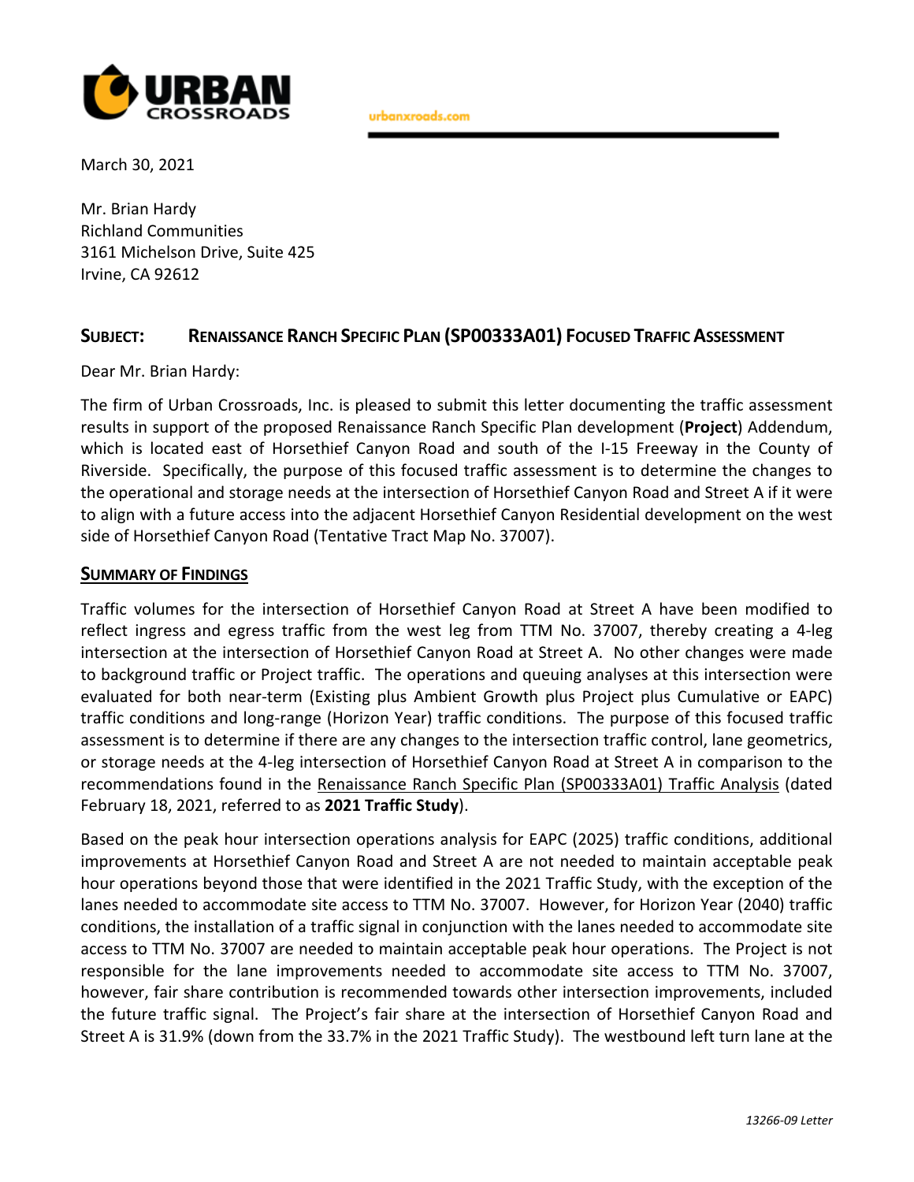URBAN CROSSROADS

urbanxroads.com

March 30, 2021

Mr. Brian Hardy
Richland Communities
3161 Michelson Drive, Suite 425
Irvine, CA 92612

**SUBJECT: RENAISSANCE RANCH SPECIFIC PLAN (SP00333A01) FOCUSED TRAFFIC ASSESSMENT**

Dear Mr. Brian Hardy:

The firm of Urban Crossroads, Inc. is pleased to submit this letter documenting the traffic assessment results in support of the proposed Renaissance Ranch Specific Plan development (**Project**) Addendum, which is located east of Horsethief Canyon Road and south of the I-15 Freeway in the County of Riverside. Specifically, the purpose of this focused traffic assessment is to determine the changes to the operational and storage needs at the intersection of Horsethief Canyon Road and Street A if it were to align with a future access into the adjacent Horsethief Canyon Residential development on the west side of Horsethief Canyon Road (Tentative Tract Map No. 37007).

## SUMMARY OF FINDINGS

Traffic volumes for the intersection of Horsethief Canyon Road at Street A have been modified to reflect ingress and egress traffic from the west leg from TTM No. 37007, thereby creating a 4-leg intersection at the intersection of Horsethief Canyon Road at Street A. No other changes were made to background traffic or Project traffic. The operations and queuing analyses at this intersection were evaluated for both near-term (Existing plus Ambient Growth plus Project plus Cumulative or EAPC) traffic conditions and long-range (Horizon Year) traffic conditions. The purpose of this focused traffic assessment is to determine if there are any changes to the intersection traffic control, lane geometrics, or storage needs at the 4-leg intersection of Horsethief Canyon Road at Street A in comparison to the recommendations found in the Renaissance Ranch Specific Plan (SP00333A01) Traffic Analysis (dated February 18, 2021, referred to as **2021 Traffic Study**).

Based on the peak hour intersection operations analysis for EAPC (2025) traffic conditions, additional improvements at Horsethief Canyon Road and Street A are not needed to maintain acceptable peak hour operations beyond those that were identified in the 2021 Traffic Study, with the exception of the lanes needed to accommodate site access to TTM No. 37007. However, for Horizon Year (2040) traffic conditions, the installation of a traffic signal in conjunction with the lanes needed to accommodate site access to TTM No. 37007 are needed to maintain acceptable peak hour operations. The Project is not responsible for the lane improvements needed to accommodate site access to TTM No. 37007, however, fair share contribution is recommended towards other intersection improvements, included the future traffic signal. The Project's fair share at the intersection of Horsethief Canyon Road and Street A is 31.9% (down from the 33.7% in the 2021 Traffic Study). The westbound left turn lane at the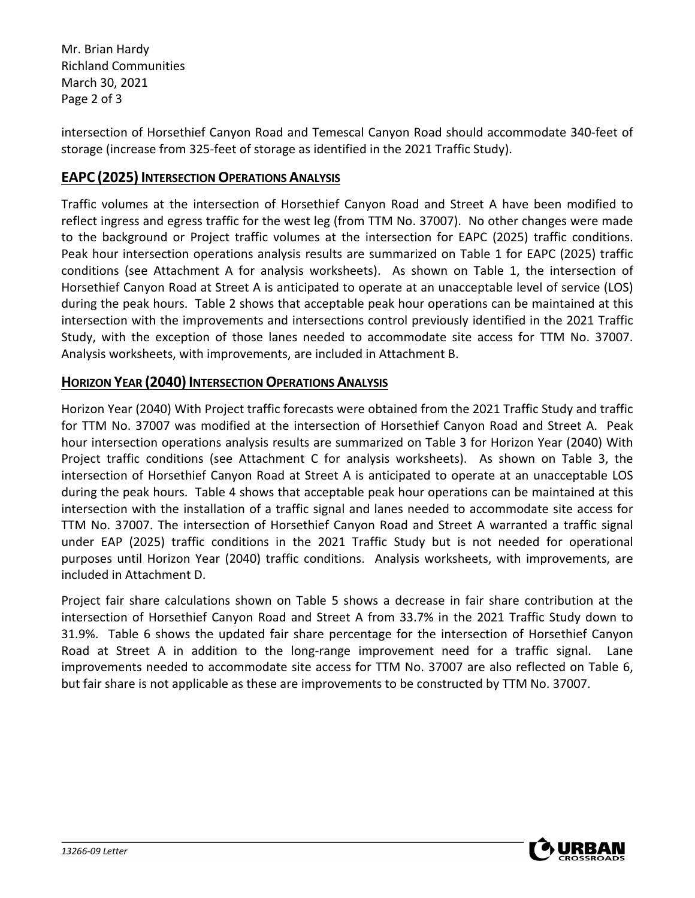intersection of Horsethief Canyon Road and Temescal Canyon Road should accommodate 340-feet of storage (increase from 325-feet of storage as identified in the 2021 Traffic Study).

## EAPC (2025) Intersection Operations Analysis

Traffic volumes at the intersection of Horsethief Canyon Road and Street A have been modified to reflect ingress and egress traffic for the west leg (from TTM No. 37007). No other changes were made to the background or Project traffic volumes at the intersection for EAPC (2025) traffic conditions. Peak hour intersection operations analysis results are summarized on Table 1 for EAPC (2025) traffic conditions (see Attachment A for analysis worksheets). As shown on Table 1, the intersection of Horsethief Canyon Road at Street A is anticipated to operate at an unacceptable level of service (LOS) during the peak hours. Table 2 shows that acceptable peak hour operations can be maintained at this intersection with the improvements and intersections control previously identified in the 2021 Traffic Study, with the exception of those lanes needed to accommodate site access for TTM No. 37007. Analysis worksheets, with improvements, are included in Attachment B.

## Horizon Year (2040) Intersection Operations Analysis

Horizon Year (2040) With Project traffic forecasts were obtained from the 2021 Traffic Study and traffic for TTM No. 37007 was modified at the intersection of Horsethief Canyon Road and Street A. Peak hour intersection operations analysis results are summarized on Table 3 for Horizon Year (2040) With Project traffic conditions (see Attachment C for analysis worksheets). As shown on Table 3, the intersection of Horsethief Canyon Road at Street A is anticipated to operate at an unacceptable LOS during the peak hours. Table 4 shows that acceptable peak hour operations can be maintained at this intersection with the installation of a traffic signal and lanes needed to accommodate site access for TTM No. 37007. The intersection of Horsethief Canyon Road and Street A warranted a traffic signal under EAP (2025) traffic conditions in the 2021 Traffic Study but is not needed for operational purposes until Horizon Year (2040) traffic conditions. Analysis worksheets, with improvements, are included in Attachment D.

Project fair share calculations shown on Table 5 shows a decrease in fair share contribution at the intersection of Horsethief Canyon Road and Street A from 33.7% in the 2021 Traffic Study down to 31.9%. Table 6 shows the updated fair share percentage for the intersection of Horsethief Canyon Road at Street A in addition to the long-range improvement need for a traffic signal. Lane improvements needed to accommodate site access for TTM No. 37007 are also reflected on Table 6, but fair share is not applicable as these are improvements to be constructed by TTM No. 37007.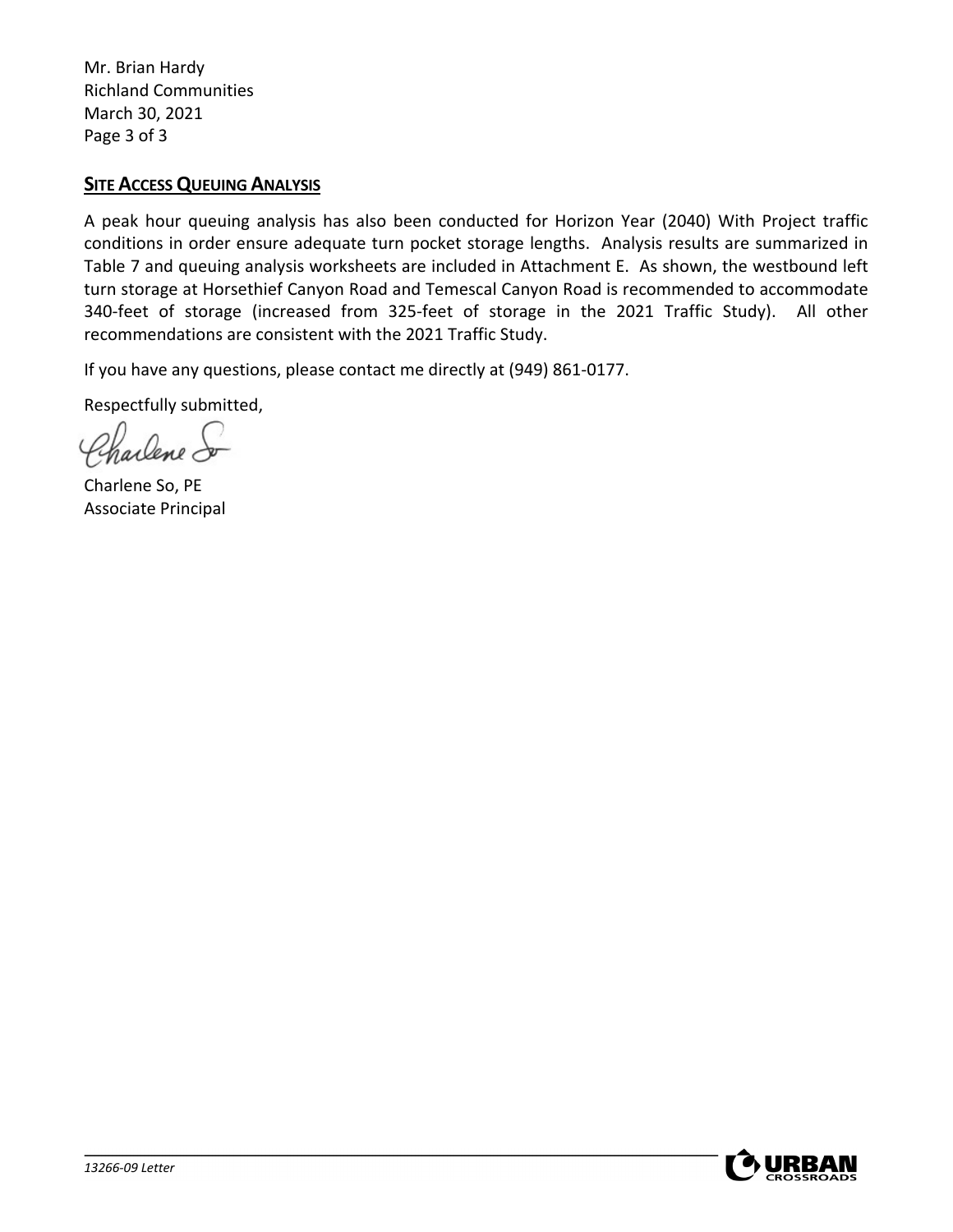Mr. Brian Hardy
Richland Communities
March 30, 2021

## SITE ACCESS QUEUING ANALYSIS

A peak hour queuing analysis has also been conducted for Horizon Year (2040) With Project traffic conditions in order ensure adequate turn pocket storage lengths. Analysis results are summarized in Table 7 and queuing analysis worksheets are included in Attachment E. As shown, the westbound left turn storage at Horsethief Canyon Road and Temescal Canyon Road is recommended to accommodate 340-feet of storage (increased from 325-feet of storage in the 2021 Traffic Study). All other recommendations are consistent with the 2021 Traffic Study.

If you have any questions, please contact me directly at (949) 861-0177.

Respectfully submitted,

Charlene So, PE
Associate Principal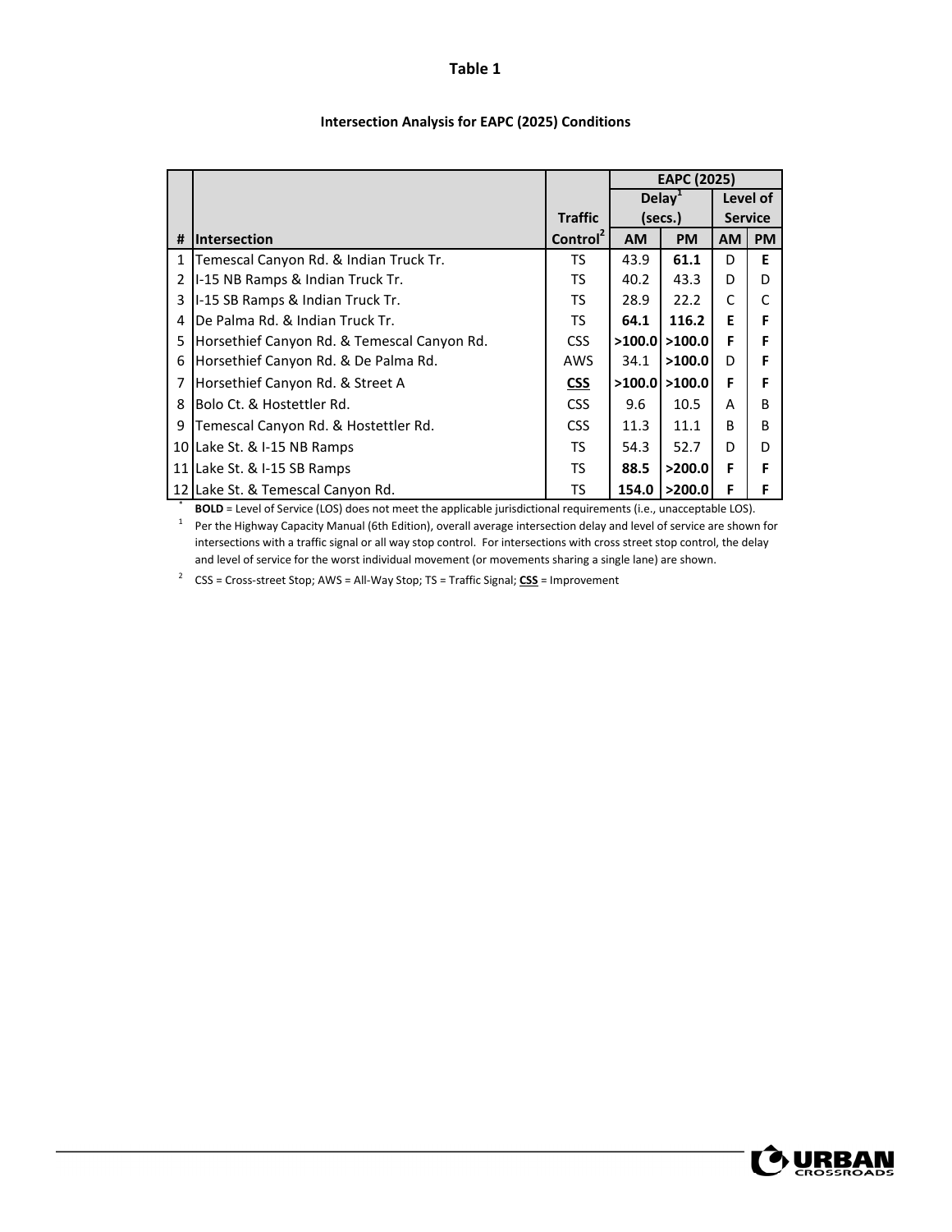# Table 1

## Intersection Analysis for EAPC (2025) Conditions

| # | Intersection | Traffic Control[2] | EAPC (2025) Delay[1] (secs.) AM | EAPC (2025) Delay[1] (secs.) PM | EAPC (2025) Level of Service AM | EAPC (2025) Level of Service PM |
|---|---|---|---|---|---|---|
| 1 | Temescal Canyon Rd. & Indian Truck Tr. | TS | 43.9 | **61.1** | D | **E** |
| 2 | I-15 NB Ramps & Indian Truck Tr. | TS | 40.2 | 43.3 | D | D |
| 3 | I-15 SB Ramps & Indian Truck Tr. | TS | 28.9 | 22.2 | C | C |
| 4 | De Palma Rd. & Indian Truck Tr. | TS | **64.1** | **116.2** | **E** | **F** |
| 5 | Horsethief Canyon Rd. & Temescal Canyon Rd. | CSS | **>100.0** | **>100.0** | **F** | **F** |
| 6 | Horsethief Canyon Rd. & De Palma Rd. | AWS | 34.1 | **>100.0** | D | **F** |
| 7 | Horsethief Canyon Rd. & Street A | <u>**CSS**</u> | **>100.0** | **>100.0** | **F** | **F** |
| 8 | Bolo Ct. & Hostettler Rd. | CSS | 9.6 | 10.5 | A | B |
| 9 | Temescal Canyon Rd. & Hostettler Rd. | CSS | 11.3 | 11.1 | B | B |
| 10 | Lake St. & I-15 NB Ramps | TS | 54.3 | 52.7 | D | D |
| 11 | Lake St. & I-15 SB Ramps | TS | **88.5** | **>200.0** | **F** | **F** |
| 12 | Lake St. & Temescal Canyon Rd. | TS | **154.0** | **>200.0** | **F** | **F** |

\* **BOLD** = Level of Service (LOS) does not meet the applicable jurisdictional requirements (i.e., unacceptable LOS).

[1] Per the Highway Capacity Manual (6th Edition), overall average intersection delay and level of service are shown for intersections with a traffic signal or all way stop control. For intersections with cross street stop control, the delay and level of service for the worst individual movement (or movements sharing a single lane) are shown.

[2] CSS = Cross-street Stop; AWS = All-Way Stop; TS = Traffic Signal; <u>**CSS**</u> = Improvement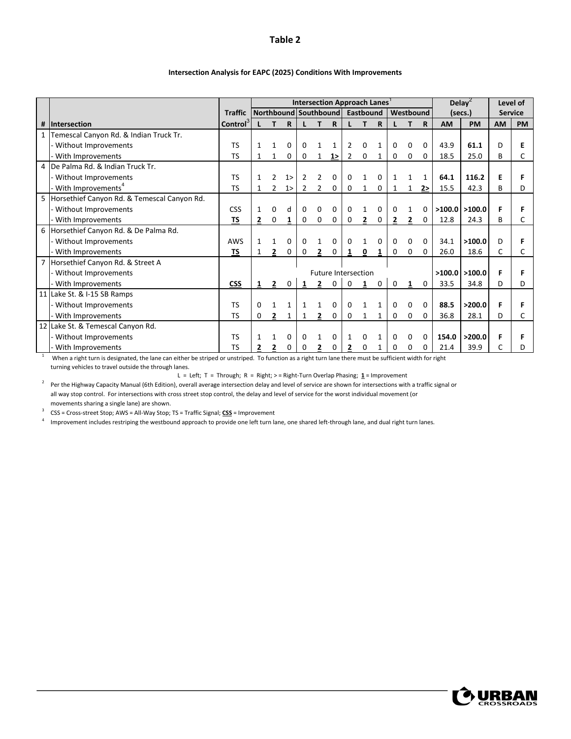## Table 2

### Intersection Analysis for EAPC (2025) Conditions With Improvements

| # | Intersection | Traffic Control[3] | Intersection Approach Lanes[1] | | | | | | | | | | | | Delay[2] (secs.) | | Level of Service | |
|---|---|---|---|---|---|---|---|---|---|---|---|---|---|---|---|---|---|---|
| | | | Northbound | | | Southbound | | | Eastbound | | | Westbound | | | | | | |
| | | | L | T | R | L | T | R | L | T | R | L | T | R | AM | PM | AM | PM |
| 1 | Temescal Canyon Rd. & Indian Truck Tr. | | | | | | | | | | | | | | | | | |
| | - Without Improvements | TS | 1 | 1 | 0 | 0 | 1 | 1 | 2 | 0 | 1 | 0 | 0 | 0 | 43.9 | **61.1** | D | **E** |
| | - With Improvements | TS | 1 | 1 | 0 | 0 | 1 | **1>** | 2 | 0 | 1 | 0 | 0 | 0 | 18.5 | 25.0 | B | C |
| 4 | De Palma Rd. & Indian Truck Tr. | | | | | | | | | | | | | | | | | |
| | - Without Improvements | TS | 1 | 2 | 1> | 2 | 2 | 0 | 0 | 1 | 0 | 1 | 1 | 1 | **64.1** | **116.2** | **E** | **F** |
| | - With Improvements[4] | TS | 1 | 2 | 1> | 2 | 2 | 0 | 0 | 1 | 0 | 1 | 1 | **2>** | 15.5 | 42.3 | B | D |
| 5 | Horsethief Canyon Rd. & Temescal Canyon Rd. | | | | | | | | | | | | | | | | | |
| | - Without Improvements | CSS | 1 | 0 | d | 0 | 0 | 0 | 0 | 1 | 0 | 0 | 1 | 0 | **>100.0** | **>100.0** | **F** | **F** |
| | - With Improvements | **TS** | **2** | 0 | **1** | 0 | 0 | 0 | 0 | **2** | 0 | **2** | **2** | 0 | 12.8 | 24.3 | B | C |
| 6 | Horsethief Canyon Rd. & De Palma Rd. | | | | | | | | | | | | | | | | | |
| | - Without Improvements | AWS | 1 | 1 | 0 | 0 | 1 | 0 | 0 | 1 | 0 | 0 | 0 | 0 | 34.1 | **>100.0** | D | **F** |
| | - With Improvements | **TS** | 1 | **2** | 0 | 0 | **2** | 0 | **1** | **0** | **1** | 0 | 0 | 0 | 26.0 | 18.6 | C | C |
| 7 | Horsethief Canyon Rd. & Street A | | | | | | | | | | | | | | | | | |
| | - Without Improvements | | Future Intersection | | | | | | | | | | | | **>100.0** | **>100.0** | **F** | **F** |
| | - With Improvements | **CSS** | **1** | **2** | 0 | **1** | **2** | 0 | 0 | **1** | 0 | 0 | **1** | 0 | 33.5 | 34.8 | D | D |
| 11 | Lake St. & I-15 SB Ramps | | | | | | | | | | | | | | | | | |
| | - Without Improvements | TS | 0 | 1 | 1 | 1 | 1 | 0 | 0 | 1 | 1 | 0 | 0 | 0 | **88.5** | **>200.0** | **F** | **F** |
| | - With Improvements | TS | 0 | **2** | 1 | 1 | **2** | 0 | 0 | 1 | 1 | 0 | 0 | 0 | 36.8 | 28.1 | D | C |
| 12 | Lake St. & Temescal Canyon Rd. | | | | | | | | | | | | | | | | | |
| | - Without Improvements | TS | 1 | 1 | 0 | 0 | 1 | 0 | 1 | 0 | 1 | 0 | 0 | 0 | **154.0** | **>200.0** | **F** | **F** |
| | - With Improvements | TS | **2** | **2** | 0 | 0 | **2** | 0 | **2** | 0 | 1 | 0 | 0 | 0 | 21.4 | 39.9 | C | D |

[1] When a right turn is designated, the lane can either be striped or unstriped. To function as a right turn lane there must be sufficient width for right turning vehicles to travel outside the through lanes.

L = Left; T = Through; R = Right; > = Right-Turn Overlap Phasing; **1** = Improvement

[2] Per the Highway Capacity Manual (6th Edition), overall average intersection delay and level of service are shown for intersections with a traffic signal or all way stop control. For intersections with cross street stop control, the delay and level of service for the worst individual movement (or movements sharing a single lane) are shown.

[3] CSS = Cross-street Stop; AWS = All-Way Stop; TS = Traffic Signal; **CSS** = Improvement

[4] Improvement includes restriping the westbound approach to provide one left turn lane, one shared left-through lane, and dual right turn lanes.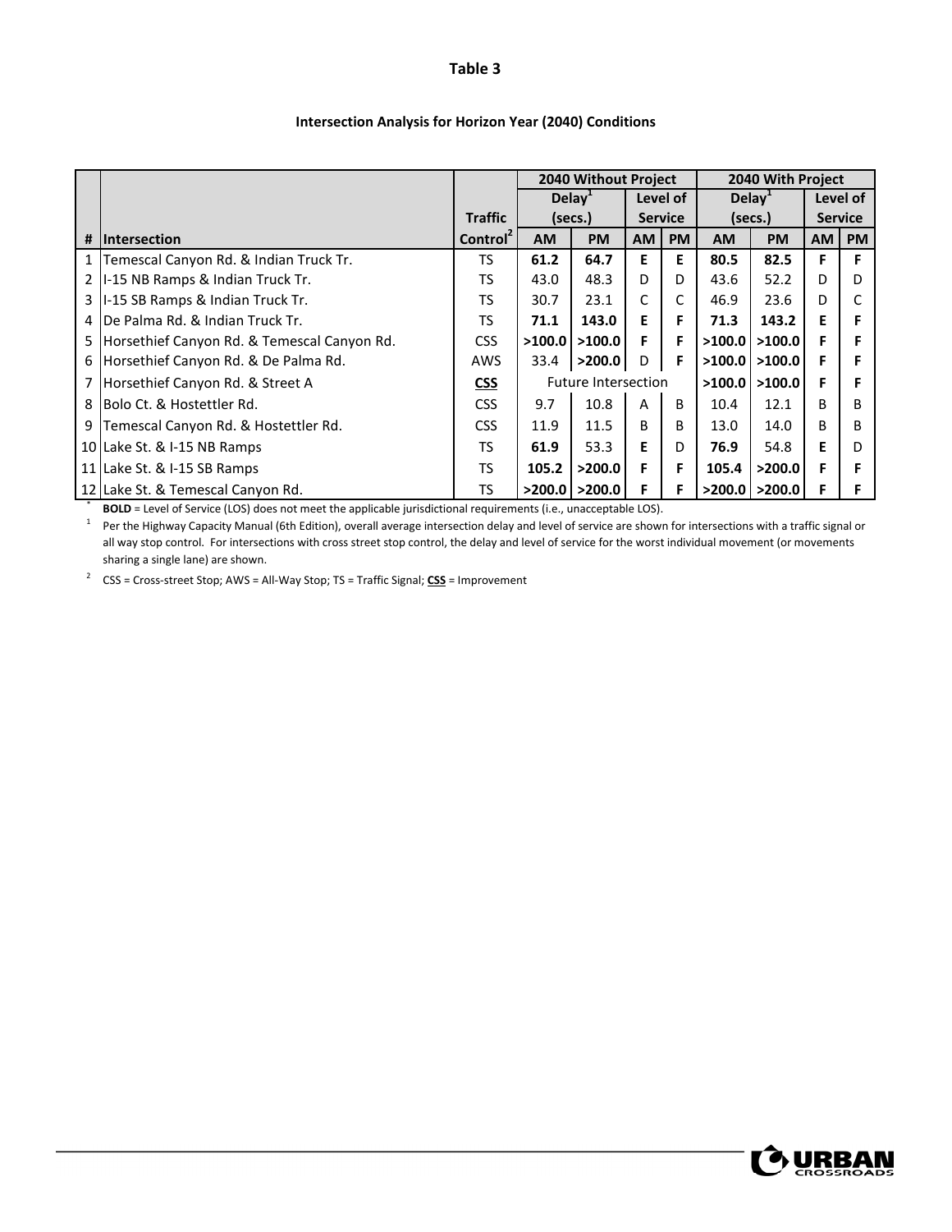**Table 3**

**Intersection Analysis for Horizon Year (2040) Conditions**

| # | Intersection | Traffic Control[2] | 2040 Without Project | | | | 2040 With Project | | | |
|---|---|---|---|---|---|---|---|---|---|---|
| | | | Delay[1] (secs.) | | Level of Service | | Delay[1] (secs.) | | Level of Service | |
| | | | AM | PM | AM | PM | AM | PM | AM | PM |
| 1 | Temescal Canyon Rd. & Indian Truck Tr. | TS | **61.2** | **64.7** | **E** | **E** | **80.5** | **82.5** | **F** | **F** |
| 2 | I-15 NB Ramps & Indian Truck Tr. | TS | 43.0 | 48.3 | D | D | 43.6 | 52.2 | D | D |
| 3 | I-15 SB Ramps & Indian Truck Tr. | TS | 30.7 | 23.1 | C | C | 46.9 | 23.6 | D | C |
| 4 | De Palma Rd. & Indian Truck Tr. | TS | **71.1** | **143.0** | **E** | **F** | **71.3** | **143.2** | **E** | **F** |
| 5 | Horsethief Canyon Rd. & Temescal Canyon Rd. | CSS | **>100.0** | **>100.0** | **F** | **F** | **>100.0** | **>100.0** | **F** | **F** |
| 6 | Horsethief Canyon Rd. & De Palma Rd. | AWS | 33.4 | **>200.0** | D | **F** | **>100.0** | **>100.0** | **F** | **F** |
| 7 | Horsethief Canyon Rd. & Street A | <u>**CSS**</u> | Future Intersection | | | | **>100.0** | **>100.0** | **F** | **F** |
| 8 | Bolo Ct. & Hostettler Rd. | CSS | 9.7 | 10.8 | A | B | 10.4 | 12.1 | B | B |
| 9 | Temescal Canyon Rd. & Hostettler Rd. | CSS | 11.9 | 11.5 | B | B | 13.0 | 14.0 | B | B |
| 10 | Lake St. & I-15 NB Ramps | TS | **61.9** | 53.3 | **E** | D | **76.9** | 54.8 | **E** | D |
| 11 | Lake St. & I-15 SB Ramps | TS | **105.2** | **>200.0** | **F** | **F** | **105.4** | **>200.0** | **F** | **F** |
| 12 | Lake St. & Temescal Canyon Rd. | TS | **>200.0** | **>200.0** | **F** | **F** | **>200.0** | **>200.0** | **F** | **F** |

[*] **BOLD** = Level of Service (LOS) does not meet the applicable jurisdictional requirements (i.e., unacceptable LOS).

[1] Per the Highway Capacity Manual (6th Edition), overall average intersection delay and level of service are shown for intersections with a traffic signal or all way stop control. For intersections with cross street stop control, the delay and level of service for the worst individual movement (or movements sharing a single lane) are shown.

[2] CSS = Cross-street Stop; AWS = All-Way Stop; TS = Traffic Signal; <u>**CSS**</u> = Improvement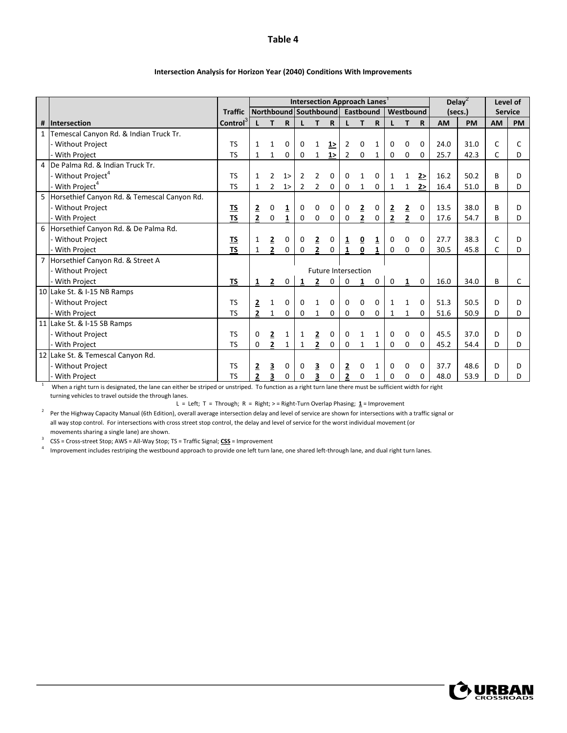# Table 4

**Intersection Analysis for Horizon Year (2040) Conditions With Improvements**

| | | | Intersection Approach Lanes[1] | | | | | | | | | | | | Delay[2] (secs.) | | Level of Service | |
|---|---|---|---|---|---|---|---|---|---|---|---|---|---|---|---|---|---|---|
| | | Traffic | Northbound | | | Southbound | | | Eastbound | | | Westbound | | | | | | |
| # | Intersection | Control[3] | L | T | R | L | T | R | L | T | R | L | T | R | AM | PM | AM | PM |
| 1 | Temescal Canyon Rd. & Indian Truck Tr. | | | | | | | | | | | | | | | | | |
| | - Without Project | TS | 1 | 1 | 0 | 0 | 1 | **1>** | 2 | 0 | 1 | 0 | 0 | 0 | 24.0 | 31.0 | C | C |
| | - With Project | TS | 1 | 1 | 0 | 0 | 1 | **1>** | 2 | 0 | 1 | 0 | 0 | 0 | 25.7 | 42.3 | C | D |
| 4 | De Palma Rd. & Indian Truck Tr. | | | | | | | | | | | | | | | | | |
| | - Without Project[4] | TS | 1 | 2 | 1> | 2 | 2 | 0 | 0 | 1 | 0 | 1 | 1 | **2>** | 16.2 | 50.2 | B | D |
| | - With Project[4] | TS | 1 | 2 | 1> | 2 | 2 | 0 | 0 | 1 | 0 | 1 | 1 | **2>** | 16.4 | 51.0 | B | D |
| 5 | Horsethief Canyon Rd. & Temescal Canyon Rd. | | | | | | | | | | | | | | | | | |
| | - Without Project | **TS** | **2** | 0 | **1** | 0 | 0 | 0 | 0 | **2** | 0 | **2** | **2** | 0 | 13.5 | 38.0 | B | D |
| | - With Project | **TS** | **2** | 0 | **1** | 0 | 0 | 0 | 0 | **2** | 0 | **2** | **2** | 0 | 17.6 | 54.7 | B | D |
| 6 | Horsethief Canyon Rd. & De Palma Rd. | | | | | | | | | | | | | | | | | |
| | - Without Project | **TS** | 1 | **2** | 0 | 0 | **2** | 0 | **1** | **0** | **1** | 0 | 0 | 0 | 27.7 | 38.3 | C | D |
| | - With Project | **TS** | 1 | **2** | 0 | 0 | **2** | 0 | **1** | **0** | **1** | 0 | 0 | 0 | 30.5 | 45.8 | C | D |
| 7 | Horsethief Canyon Rd. & Street A | | | | | | | | | | | | | | | | | |
| | - Without Project | | Future Intersection | | | | | | | | | | | | | | | |
| | - With Project | **TS** | **1** | **2** | 0 | **1** | **2** | 0 | 0 | **1** | 0 | 0 | **1** | 0 | 16.0 | 34.0 | B | C |
| 10 | Lake St. & I-15 NB Ramps | | | | | | | | | | | | | | | | | |
| | - Without Project | TS | **2** | 1 | 0 | 0 | 1 | 0 | 0 | 0 | 0 | 1 | 1 | 0 | 51.3 | 50.5 | D | D |
| | - With Project | TS | **2** | 1 | 0 | 0 | 1 | 0 | 0 | 0 | 0 | 1 | 1 | 0 | 51.6 | 50.9 | D | D |
| 11 | Lake St. & I-15 SB Ramps | | | | | | | | | | | | | | | | | |
| | - Without Project | TS | 0 | **2** | 1 | 1 | **2** | 0 | 0 | 1 | 1 | 0 | 0 | 0 | 45.5 | 37.0 | D | D |
| | - With Project | TS | 0 | **2** | 1 | 1 | **2** | 0 | 0 | 1 | 1 | 0 | 0 | 0 | 45.2 | 54.4 | D | D |
| 12 | Lake St. & Temescal Canyon Rd. | | | | | | | | | | | | | | | | | |
| | - Without Project | TS | **2** | **3** | 0 | 0 | **3** | 0 | **2** | 0 | 1 | 0 | 0 | 0 | 37.7 | 48.6 | D | D |
| | - With Project | TS | **2** | **3** | 0 | 0 | **3** | 0 | **2** | 0 | 1 | 0 | 0 | 0 | 48.0 | 53.9 | D | D |

[1] When a right turn is designated, the lane can either be striped or unstriped. To function as a right turn lane there must be sufficient width for right turning vehicles to travel outside the through lanes.

L = Left; T = Through; R = Right; > = Right-Turn Overlap Phasing; **1** = Improvement

[2] Per the Highway Capacity Manual (6th Edition), overall average intersection delay and level of service are shown for intersections with a traffic signal or all way stop control. For intersections with cross street stop control, the delay and level of service for the worst individual movement (or movements sharing a single lane) are shown.

[3] CSS = Cross-street Stop; AWS = All-Way Stop; TS = Traffic Signal; **CSS** = Improvement

[4] Improvement includes restriping the westbound approach to provide one left turn lane, one shared left-through lane, and dual right turn lanes.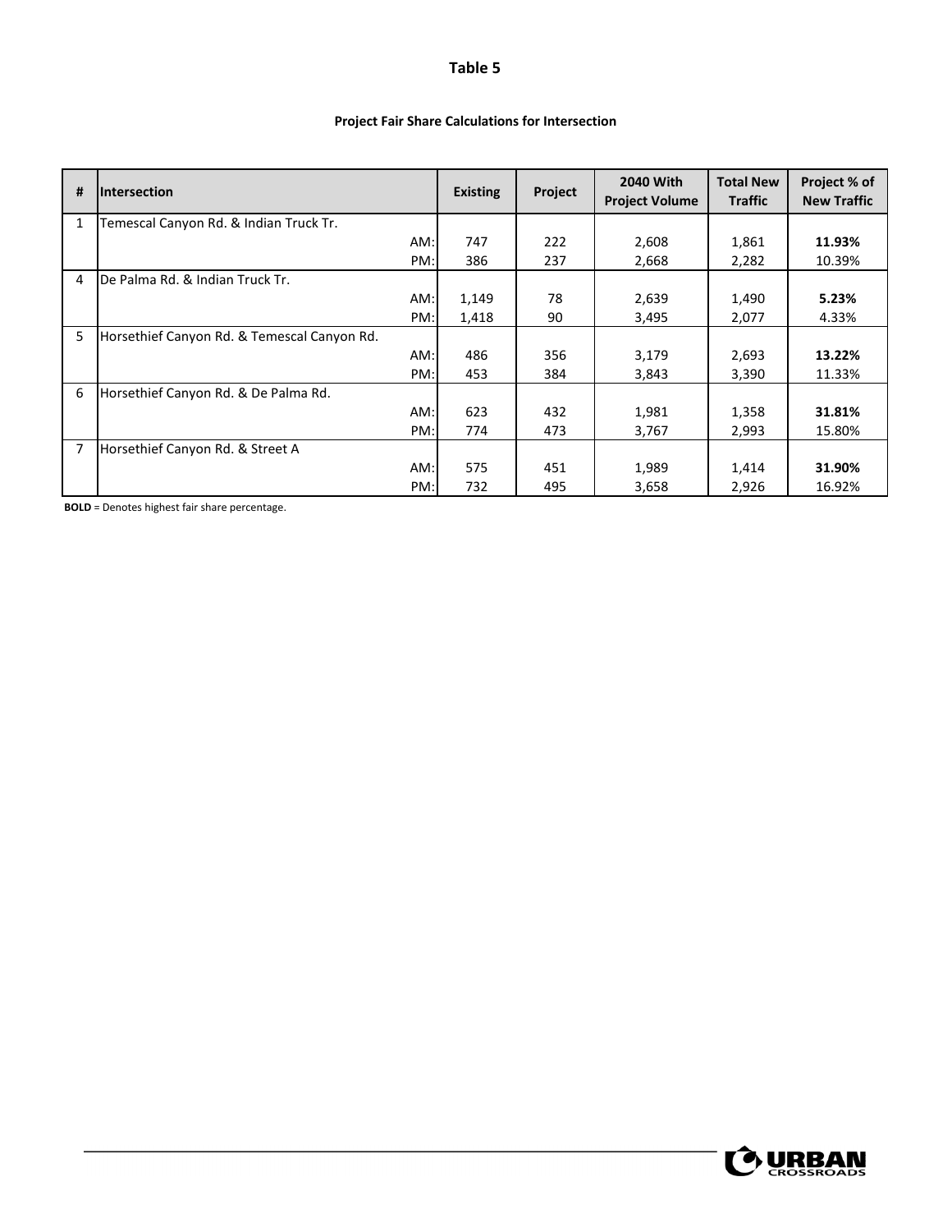# Table 5

**Project Fair Share Calculations for Intersection**

| # | Intersection | | Existing | Project | 2040 With Project Volume | Total New Traffic | Project % of New Traffic |
|---|---|---|---|---|---|---|---|
| 1 | Temescal Canyon Rd. & Indian Truck Tr. | | | | | | |
| | | AM: | 747 | 222 | 2,608 | 1,861 | **11.93%** |
| | | PM: | 386 | 237 | 2,668 | 2,282 | 10.39% |
| 4 | De Palma Rd. & Indian Truck Tr. | | | | | | |
| | | AM: | 1,149 | 78 | 2,639 | 1,490 | **5.23%** |
| | | PM: | 1,418 | 90 | 3,495 | 2,077 | 4.33% |
| 5 | Horsethief Canyon Rd. & Temescal Canyon Rd. | | | | | | |
| | | AM: | 486 | 356 | 3,179 | 2,693 | **13.22%** |
| | | PM: | 453 | 384 | 3,843 | 3,390 | 11.33% |
| 6 | Horsethief Canyon Rd. & De Palma Rd. | | | | | | |
| | | AM: | 623 | 432 | 1,981 | 1,358 | **31.81%** |
| | | PM: | 774 | 473 | 3,767 | 2,993 | 15.80% |
| 7 | Horsethief Canyon Rd. & Street A | | | | | | |
| | | AM: | 575 | 451 | 1,989 | 1,414 | **31.90%** |
| | | PM: | 732 | 495 | 3,658 | 2,926 | 16.92% |

**BOLD** = Denotes highest fair share percentage.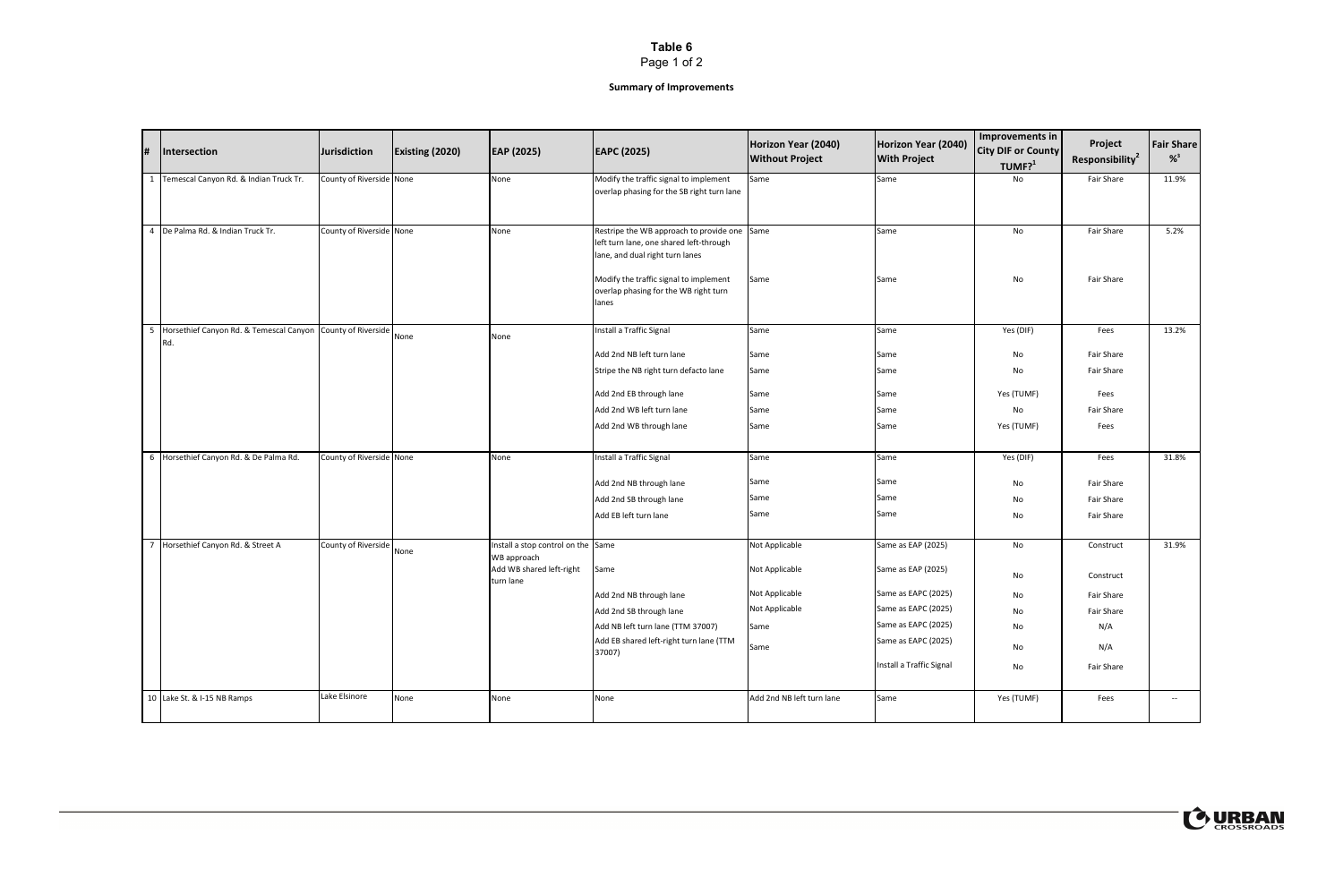# Table 6

## Summary of Improvements

| # | Intersection | Jurisdiction | Existing (2020) | EAP (2025) | EAPC (2025) | Horizon Year (2040) Without Project | Horizon Year (2040) With Project | Improvements in City DIF or County TUMF?[1] | Project Responsibility[2] | Fair Share %[3] |
|---|---|---|---|---|---|---|---|---|---|---|
| 1 | Temescal Canyon Rd. & Indian Truck Tr. | County of Riverside | None | None | Modify the traffic signal to implement overlap phasing for the SB right turn lane | Same | Same | No | Fair Share | 11.9% |
| 4 | De Palma Rd. & Indian Truck Tr. | County of Riverside | None | None | Restripe the WB approach to provide one left turn lane, one shared left-through lane, and dual right turn lanes | Same | Same | No | Fair Share | 5.2% |
| | | | | | Modify the traffic signal to implement overlap phasing for the WB right turn lanes | Same | Same | No | Fair Share | |
| 5 | Horsethief Canyon Rd. & Temescal Canyon Rd. | County of Riverside | None | None | Install a Traffic Signal | Same | Same | Yes (DIF) | Fees | 13.2% |
| | | | | | Add 2nd NB left turn lane | Same | Same | No | Fair Share | |
| | | | | | Stripe the NB right turn defacto lane | Same | Same | No | Fair Share | |
| | | | | | Add 2nd EB through lane | Same | Same | Yes (TUMF) | Fees | |
| | | | | | Add 2nd WB left turn lane | Same | Same | No | Fair Share | |
| | | | | | Add 2nd WB through lane | Same | Same | Yes (TUMF) | Fees | |
| 6 | Horsethief Canyon Rd. & De Palma Rd. | County of Riverside | None | None | Install a Traffic Signal | Same | Same | Yes (DIF) | Fees | 31.8% |
| | | | | | Add 2nd NB through lane | Same | Same | No | Fair Share | |
| | | | | | Add 2nd SB through lane | Same | Same | No | Fair Share | |
| | | | | | Add EB left turn lane | Same | Same | No | Fair Share | |
| 7 | Horsethief Canyon Rd. & Street A | County of Riverside | None | Install a stop control on the WB approach | Same | Not Applicable | Same as EAP (2025) | No | Construct | 31.9% |
| | | | | Add WB shared left-right turn lane | Same | Not Applicable | Same as EAP (2025) | No | Construct | |
| | | | | | Add 2nd NB through lane | Not Applicable | Same as EAPC (2025) | No | Fair Share | |
| | | | | | Add 2nd SB through lane | Not Applicable | Same as EAPC (2025) | No | Fair Share | |
| | | | | | Add NB left turn lane (TTM 37007) | Same | Same as EAPC (2025) | No | N/A | |
| | | | | | Add EB shared left-right turn lane (TTM 37007) | Same | Same as EAPC (2025) | No | N/A | |
| | | | | | | | Install a Traffic Signal | No | Fair Share | |
| 10 | Lake St. & I-15 NB Ramps | Lake Elsinore | None | None | None | Add 2nd NB left turn lane | Same | Yes (TUMF) | Fees | -- |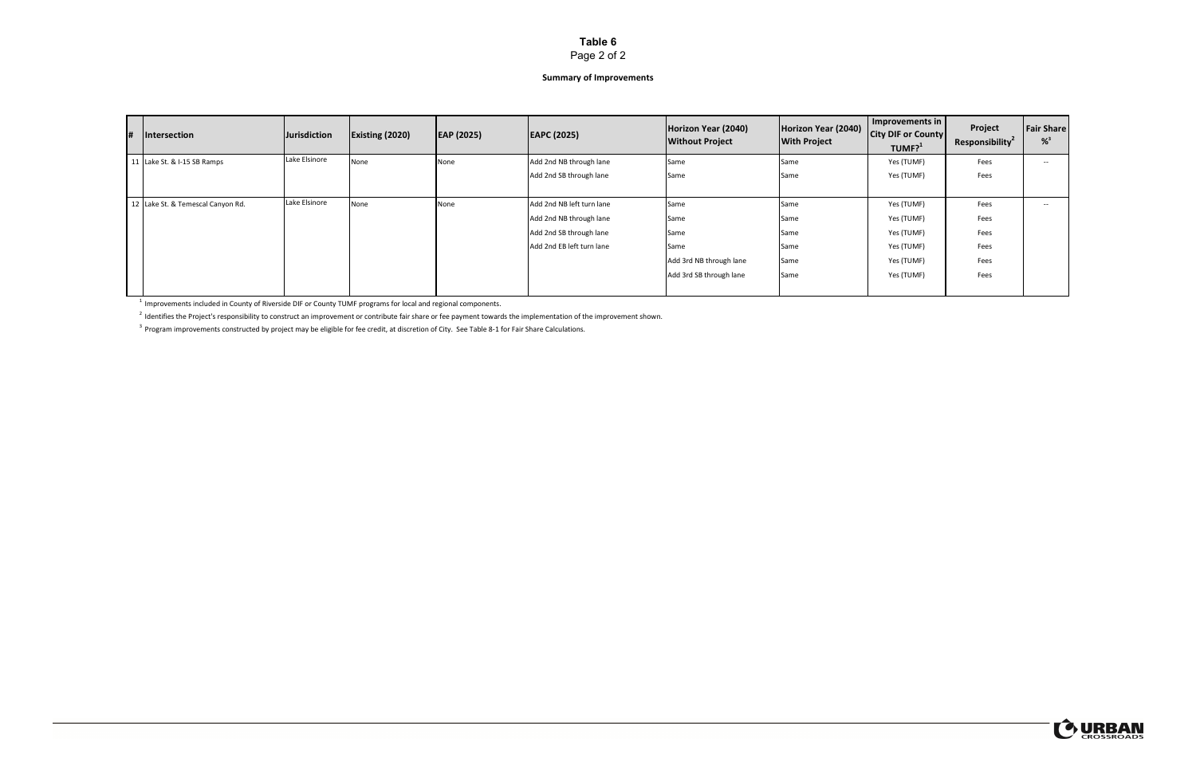# Table 6

Page 2 of 2

**Summary of Improvements**

| # | Intersection | Jurisdiction | Existing (2020) | EAP (2025) | EAPC (2025) | Horizon Year (2040) Without Project | Horizon Year (2040) With Project | Improvements in City DIF or County TUMF?[1] | Project Responsibility[2] | Fair Share %[3] |
|---|---|---|---|---|---|---|---|---|---|---|
| 11 | Lake St. & I-15 SB Ramps | Lake Elsinore | None | None | Add 2nd NB through lane | Same | Same | Yes (TUMF) | Fees | -- |
| | | | | | Add 2nd SB through lane | Same | Same | Yes (TUMF) | Fees | |
| 12 | Lake St. & Temescal Canyon Rd. | Lake Elsinore | None | None | Add 2nd NB left turn lane | Same | Same | Yes (TUMF) | Fees | -- |
| | | | | | Add 2nd NB through lane | Same | Same | Yes (TUMF) | Fees | |
| | | | | | Add 2nd SB through lane | Same | Same | Yes (TUMF) | Fees | |
| | | | | | Add 2nd EB left turn lane | Same | Same | Yes (TUMF) | Fees | |
| | | | | | | Add 3rd NB through lane | Same | Yes (TUMF) | Fees | |
| | | | | | | Add 3rd SB through lane | Same | Yes (TUMF) | Fees | |

[1] Improvements included in County of Riverside DIF or County TUMF programs for local and regional components.

[2] Identifies the Project's responsibility to construct an improvement or contribute fair share or fee payment towards the implementation of the improvement shown.

[3] Program improvements constructed by project may be eligible for fee credit, at discretion of City. See Table 8-1 for Fair Share Calculations.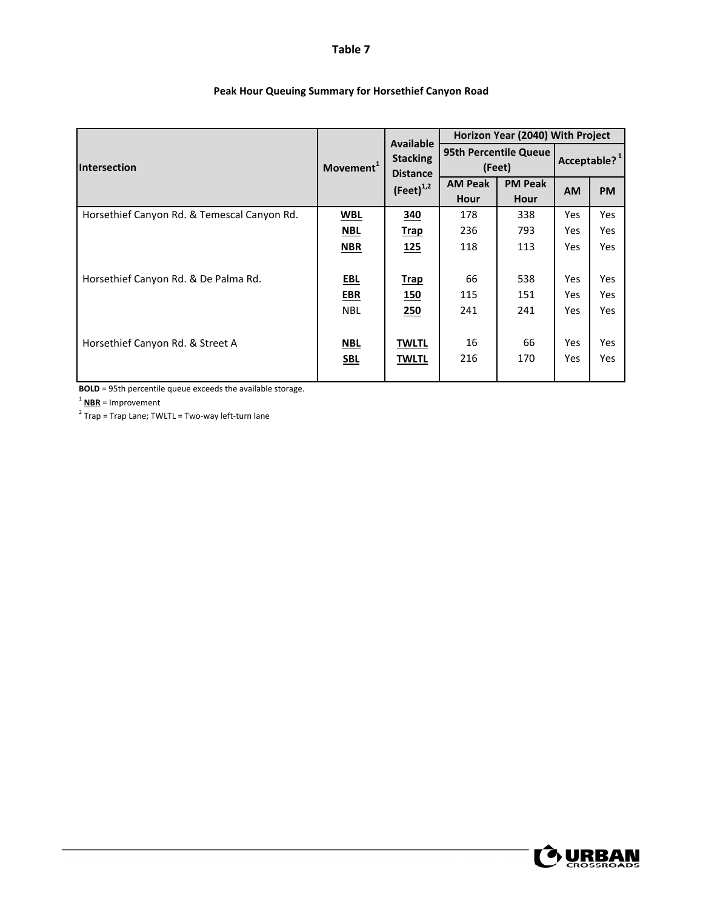**Table 7**

**Peak Hour Queuing Summary for Horsethief Canyon Road**

| Intersection | Movement[1] | Available Stacking Distance (Feet)[1,2] | Horizon Year (2040) With Project | | | |
|---|---|---|---|---|---|---|
| | | | 95th Percentile Queue (Feet) | | Acceptable?[1] | |
| | | | AM Peak Hour | PM Peak Hour | AM | PM |
| Horsethief Canyon Rd. & Temescal Canyon Rd. | **WBL** | **340** | 178 | 338 | Yes | Yes |
| | **NBL** | **Trap** | 236 | 793 | Yes | Yes |
| | **NBR** | **125** | 118 | 113 | Yes | Yes |
| Horsethief Canyon Rd. & De Palma Rd. | **EBL** | **Trap** | 66 | 538 | Yes | Yes |
| | **EBR** | **150** | 115 | 151 | Yes | Yes |
| | NBL | **250** | 241 | 241 | Yes | Yes |
| Horsethief Canyon Rd. & Street A | **NBL** | **TWLTL** | 16 | 66 | Yes | Yes |
| | **SBL** | **TWLTL** | 216 | 170 | Yes | Yes |

**BOLD** = 95th percentile queue exceeds the available storage.

[1] **NBR** = Improvement

[2] Trap = Trap Lane; TWLTL = Two-way left-turn lane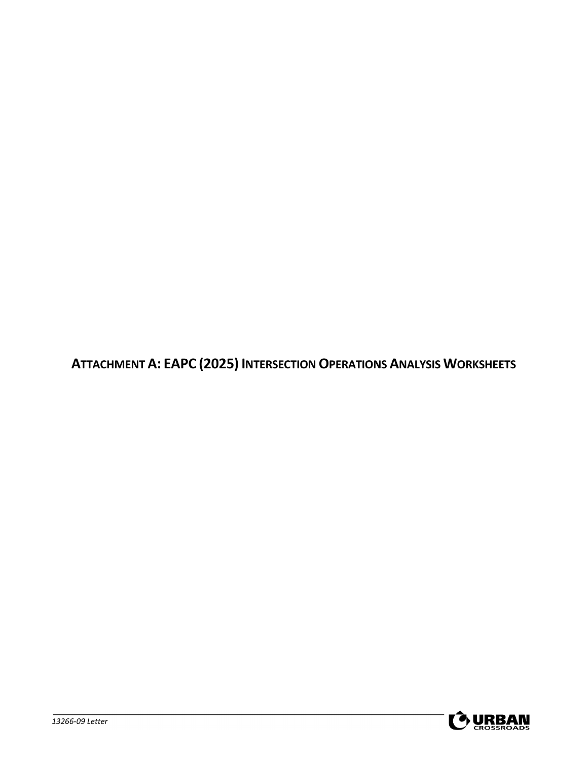# ATTACHMENT A: EAPC (2025) INTERSECTION OPERATIONS ANALYSIS WORKSHEETS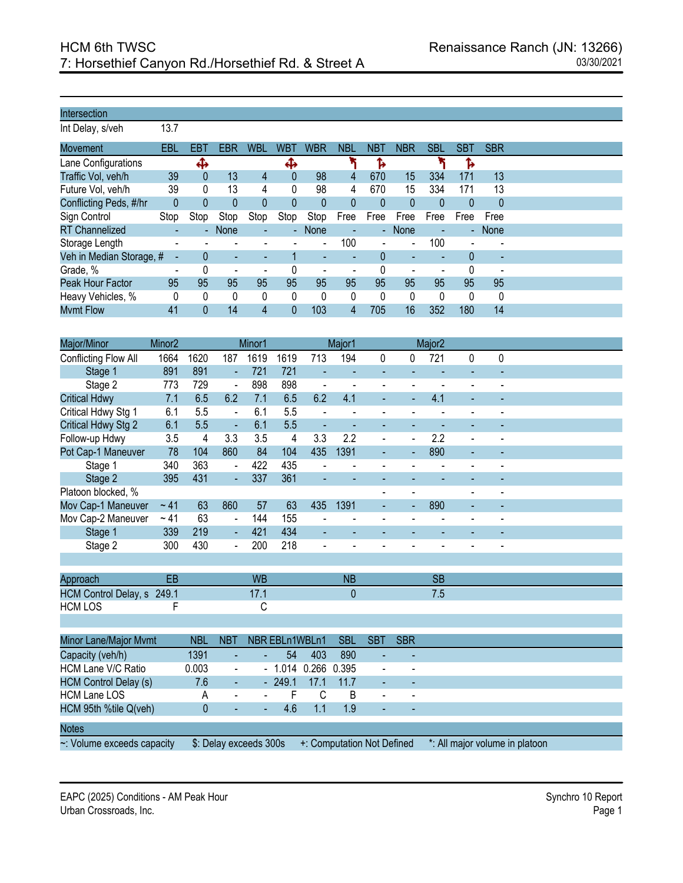# HCM 6th TWSC
## 7: Horsethief Canyon Rd./Horsethief Rd. & Street A

Renaissance Ranch (JN: 13266)
03/30/2021

| Intersection | | | | | | | | | | | | |
|---|---|---|---|---|---|---|---|---|---|---|---|---|
| Int Delay, s/veh | 13.7 | | | | | | | | | | | |

| Movement | EBL | EBT | EBR | WBL | WBT | WBR | NBL | NBT | NBR | SBL | SBT | SBR |
|---|---|---|---|---|---|---|---|---|---|---|---|---|
| Lane Configurations | | ✥ | | | ✥ | | ↰ | ↱ | | ↰ | ↱ | |
| Traffic Vol, veh/h | 39 | 0 | 13 | 4 | 0 | 98 | 4 | 670 | 15 | 334 | 171 | 13 |
| Future Vol, veh/h | 39 | 0 | 13 | 4 | 0 | 98 | 4 | 670 | 15 | 334 | 171 | 13 |
| Conflicting Peds, #/hr | 0 | 0 | 0 | 0 | 0 | 0 | 0 | 0 | 0 | 0 | 0 | 0 |
| Sign Control | Stop | Stop | Stop | Stop | Stop | Stop | Free | Free | Free | Free | Free | Free |
| RT Channelized | - | - | None | - | - | None | - | - | None | - | - | None |
| Storage Length | - | - | - | - | - | - | 100 | - | - | 100 | - | - |
| Veh in Median Storage, # | - | 0 | - | - | 1 | - | - | 0 | - | - | 0 | - |
| Grade, % | - | 0 | - | - | 0 | - | - | 0 | - | - | 0 | - |
| Peak Hour Factor | 95 | 95 | 95 | 95 | 95 | 95 | 95 | 95 | 95 | 95 | 95 | 95 |
| Heavy Vehicles, % | 0 | 0 | 0 | 0 | 0 | 0 | 0 | 0 | 0 | 0 | 0 | 0 |
| Mvmt Flow | 41 | 0 | 14 | 4 | 0 | 103 | 4 | 705 | 16 | 352 | 180 | 14 |

| Major/Minor | Minor2 | | | Minor1 | | | Major1 | | | Major2 | | |
|---|---|---|---|---|---|---|---|---|---|---|---|---|
| Conflicting Flow All | 1664 | 1620 | 187 | 1619 | 1619 | 713 | 194 | 0 | 0 | 721 | 0 | 0 |
| Stage 1 | 891 | 891 | - | 721 | 721 | - | - | - | - | - | - | - |
| Stage 2 | 773 | 729 | - | 898 | 898 | - | - | - | - | - | - | - |
| Critical Hdwy | 7.1 | 6.5 | 6.2 | 7.1 | 6.5 | 6.2 | 4.1 | - | - | 4.1 | - | - |
| Critical Hdwy Stg 1 | 6.1 | 5.5 | - | 6.1 | 5.5 | - | - | - | - | - | - | - |
| Critical Hdwy Stg 2 | 6.1 | 5.5 | - | 6.1 | 5.5 | - | - | - | - | - | - | - |
| Follow-up Hdwy | 3.5 | 4 | 3.3 | 3.5 | 4 | 3.3 | 2.2 | - | - | 2.2 | - | - |
| Pot Cap-1 Maneuver | 78 | 104 | 860 | 84 | 104 | 435 | 1391 | - | - | 890 | - | - |
| Stage 1 | 340 | 363 | - | 422 | 435 | - | - | - | - | - | - | - |
| Stage 2 | 395 | 431 | - | 337 | 361 | - | - | - | - | - | - | - |
| Platoon blocked, % | | | | | | | | - | - | | - | - |
| Mov Cap-1 Maneuver | ~ 41 | 63 | 860 | 57 | 63 | 435 | 1391 | - | - | 890 | - | - |
| Mov Cap-2 Maneuver | ~ 41 | 63 | - | 144 | 155 | - | - | - | - | - | - | - |
| Stage 1 | 339 | 219 | - | 421 | 434 | - | - | - | - | - | - | - |
| Stage 2 | 300 | 430 | - | 200 | 218 | - | - | - | - | - | - | - |

| Approach | EB | WB | NB | SB |
|---|---|---|---|---|
| HCM Control Delay, s | 249.1 | 17.1 | 0 | 7.5 |
| HCM LOS | F | C | | |

| Minor Lane/Major Mvmt | NBL | NBT | NBR | EBLn1 | WBLn1 | SBL | SBT | SBR |
|---|---|---|---|---|---|---|---|---|
| Capacity (veh/h) | 1391 | - | - | 54 | 403 | 890 | - | - |
| HCM Lane V/C Ratio | 0.003 | - | - | 1.014 | 0.266 | 0.395 | - | - |
| HCM Control Delay (s) | 7.6 | - | - | 249.1 | 17.1 | 11.7 | - | - |
| HCM Lane LOS | A | - | - | F | C | B | - | - |
| HCM 95th %tile Q(veh) | 0 | - | - | 4.6 | 1.1 | 1.9 | - | - |

**Notes**

~: Volume exceeds capacity | $: Delay exceeds 300s | +: Computation Not Defined | *: All major volume in platoon

EAPC (2025) Conditions - AM Peak Hour
Urban Crossroads, Inc.

Synchro 10 Report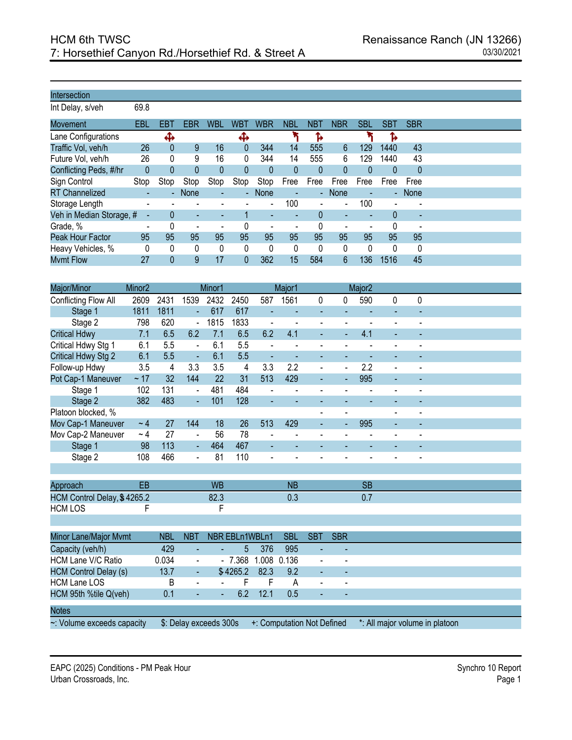# HCM 6th TWSC

## 7: Horsethief Canyon Rd./Horsethief Rd. & Street A

Renaissance Ranch (JN 13266)

03/30/2021

| Intersection | | | | | | | | | | | | |
|---|---|---|---|---|---|---|---|---|---|---|---|---|
| Int Delay, s/veh | 69.8 | | | | | | | | | | | |

| Movement | EBL | EBT | EBR | WBL | WBT | WBR | NBL | NBT | NBR | SBL | SBT | SBR |
|---|---|---|---|---|---|---|---|---|---|---|---|---|
| Lane Configurations | | ✣ | | | ✣ | | ↰ | ↱ | | ↰ | ↱ | |
| Traffic Vol, veh/h | 26 | 0 | 9 | 16 | 0 | 344 | 14 | 555 | 6 | 129 | 1440 | 43 |
| Future Vol, veh/h | 26 | 0 | 9 | 16 | 0 | 344 | 14 | 555 | 6 | 129 | 1440 | 43 |
| Conflicting Peds, #/hr | 0 | 0 | 0 | 0 | 0 | 0 | 0 | 0 | 0 | 0 | 0 | 0 |
| Sign Control | Stop | Stop | Stop | Stop | Stop | Stop | Free | Free | Free | Free | Free | Free |
| RT Channelized | - | - | None | - | - | None | - | - | None | - | - | None |
| Storage Length | - | - | - | - | - | - | 100 | - | - | 100 | - | - |
| Veh in Median Storage, # | - | 0 | - | - | 1 | - | - | 0 | - | - | 0 | - |
| Grade, % | - | 0 | - | - | 0 | - | - | 0 | - | - | 0 | - |
| Peak Hour Factor | 95 | 95 | 95 | 95 | 95 | 95 | 95 | 95 | 95 | 95 | 95 | 95 |
| Heavy Vehicles, % | 0 | 0 | 0 | 0 | 0 | 0 | 0 | 0 | 0 | 0 | 0 | 0 |
| Mvmt Flow | 27 | 0 | 9 | 17 | 0 | 362 | 15 | 584 | 6 | 136 | 1516 | 45 |

| Major/Minor | Minor2 | | | Minor1 | | | Major1 | | | Major2 | | |
|---|---|---|---|---|---|---|---|---|---|---|---|---|
| Conflicting Flow All | 2609 | 2431 | 1539 | 2432 | 2450 | 587 | 1561 | 0 | 0 | 590 | 0 | 0 |
| Stage 1 | 1811 | 1811 | - | 617 | 617 | - | - | - | - | - | - | - |
| Stage 2 | 798 | 620 | - | 1815 | 1833 | - | - | - | - | - | - | - |
| Critical Hdwy | 7.1 | 6.5 | 6.2 | 7.1 | 6.5 | 6.2 | 4.1 | - | - | 4.1 | - | - |
| Critical Hdwy Stg 1 | 6.1 | 5.5 | - | 6.1 | 5.5 | - | - | - | - | - | - | - |
| Critical Hdwy Stg 2 | 6.1 | 5.5 | - | 6.1 | 5.5 | - | - | - | - | - | - | - |
| Follow-up Hdwy | 3.5 | 4 | 3.3 | 3.5 | 4 | 3.3 | 2.2 | - | - | 2.2 | - | - |
| Pot Cap-1 Maneuver | ~ 17 | 32 | 144 | 22 | 31 | 513 | 429 | - | - | 995 | - | - |
| Stage 1 | 102 | 131 | - | 481 | 484 | - | - | - | - | - | - | - |
| Stage 2 | 382 | 483 | - | 101 | 128 | - | - | - | - | - | - | - |
| Platoon blocked, % | | | | | | | | - | - | | - | - |
| Mov Cap-1 Maneuver | ~ 4 | 27 | 144 | 18 | 26 | 513 | 429 | - | - | 995 | - | - |
| Mov Cap-2 Maneuver | ~ 4 | 27 | - | 56 | 78 | - | - | - | - | - | - | - |
| Stage 1 | 98 | 113 | - | 464 | 467 | - | - | - | - | - | - | - |
| Stage 2 | 108 | 466 | - | 81 | 110 | - | - | - | - | - | - | - |

| Approach | EB | WB | NB | SB |
|---|---|---|---|---|
| HCM Control Delay, s | $ 4265.2 | 82.3 | 0.3 | 0.7 |
| HCM LOS | F | F | | |

| Minor Lane/Major Mvmt | NBL | NBT | NBR | EBLn1 | WBLn1 | SBL | SBT | SBR |
|---|---|---|---|---|---|---|---|---|
| Capacity (veh/h) | 429 | - | - | 5 | 376 | 995 | - | - |
| HCM Lane V/C Ratio | 0.034 | - | - | 7.368 | 1.008 | 0.136 | - | - |
| HCM Control Delay (s) | 13.7 | - | $ | 4265.2 | 82.3 | 9.2 | - | - |
| HCM Lane LOS | B | - | - | F | F | A | - | - |
| HCM 95th %tile Q(veh) | 0.1 | - | - | 6.2 | 12.1 | 0.5 | - | - |

| Notes | | | |
|---|---|---|---|
| ~: Volume exceeds capacity | $: Delay exceeds 300s | +: Computation Not Defined | *: All major volume in platoon |

EAPC (2025) Conditions - PM Peak Hour
Urban Crossroads, Inc.

Synchro 10 Report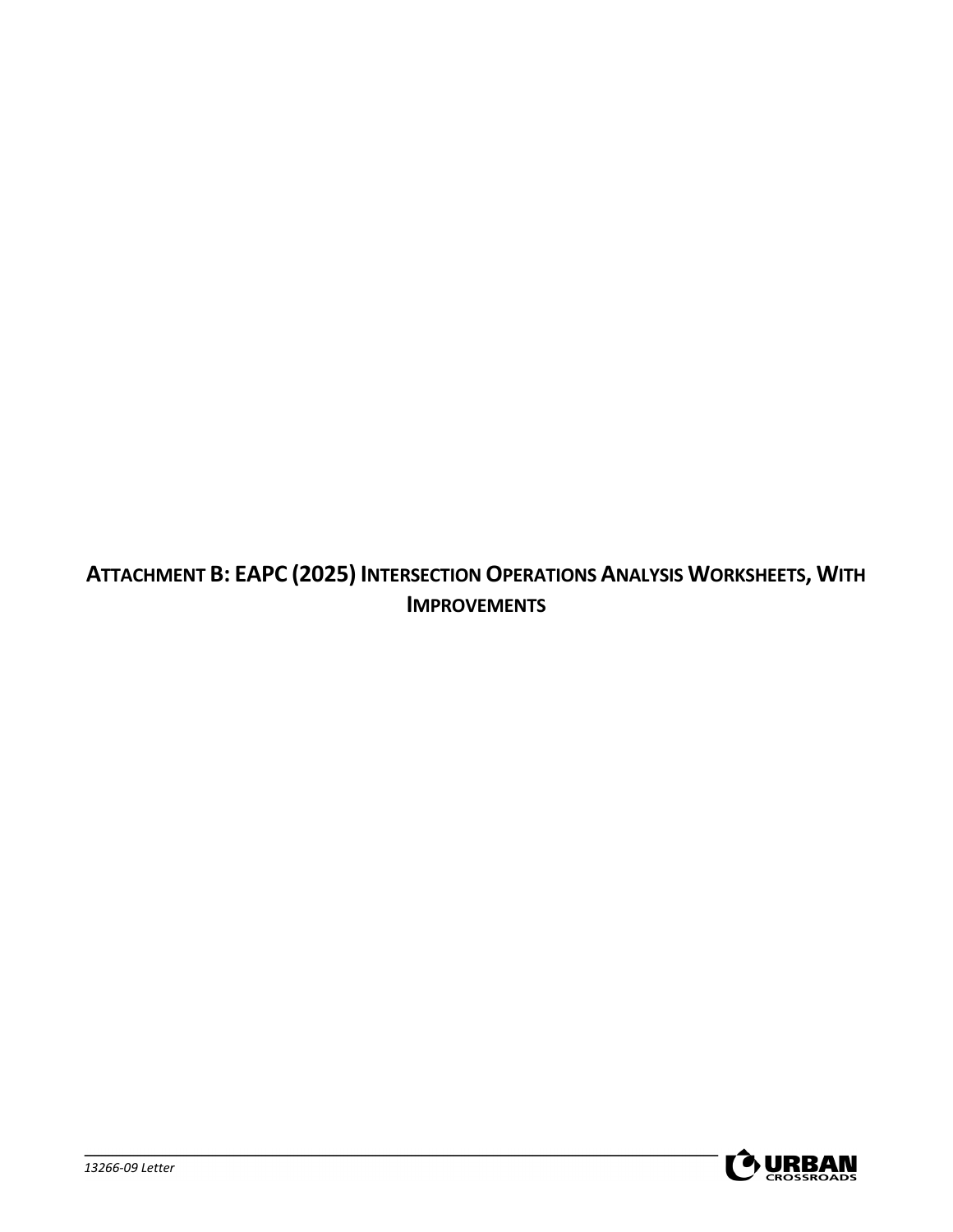# ATTACHMENT B: EAPC (2025) INTERSECTION OPERATIONS ANALYSIS WORKSHEETS, WITH IMPROVEMENTS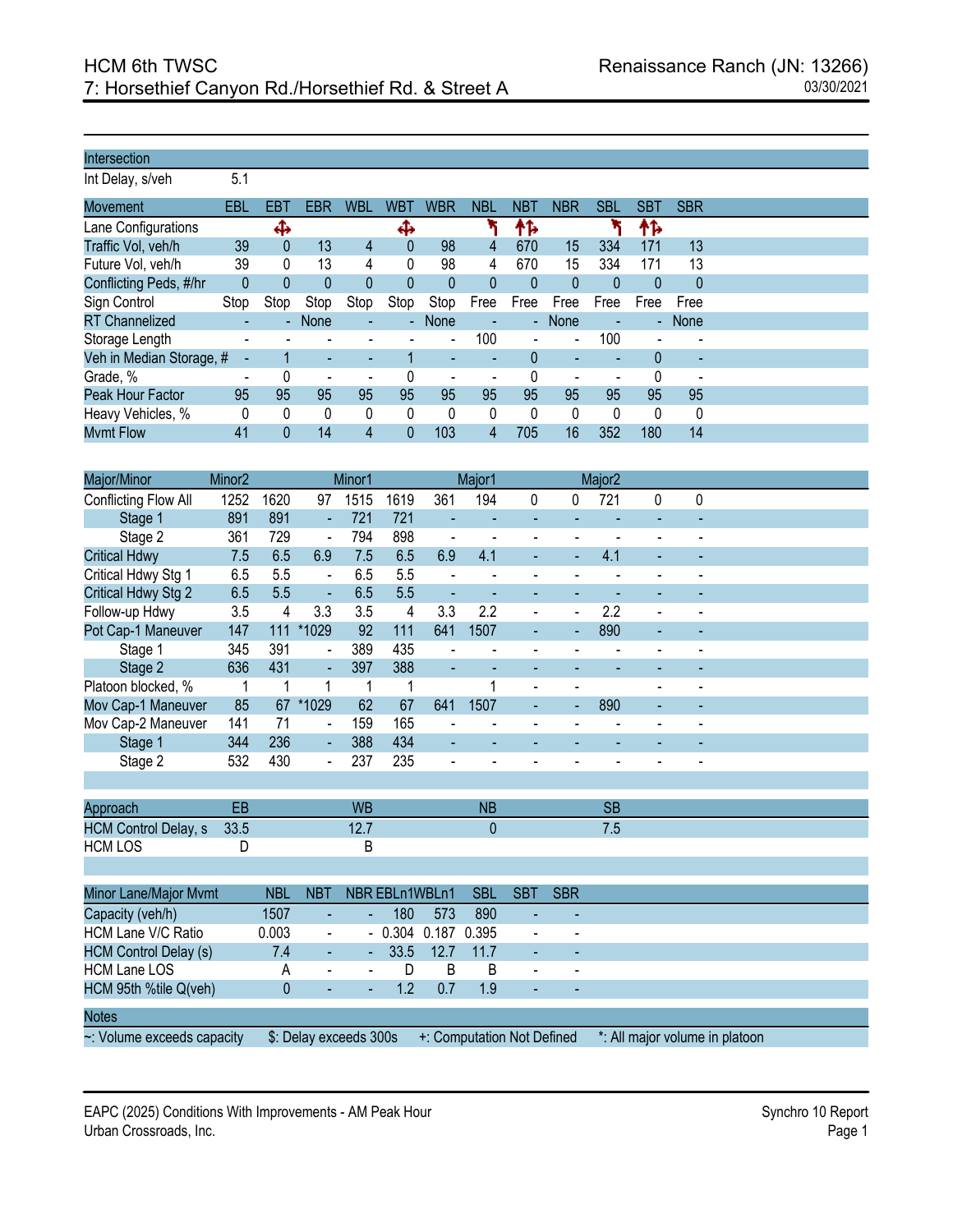# HCM 6th TWSC
## 7: Horsethief Canyon Rd./Horsethief Rd. & Street A

Renaissance Ranch (JN: 13266)
03/30/2021

| Intersection | |
|---|---|
| Int Delay, s/veh | 5.1 |

| Movement | EBL | EBT | EBR | WBL | WBT | WBR | NBL | NBT | NBR | SBL | SBT | SBR |
|---|---|---|---|---|---|---|---|---|---|---|---|---|
| Lane Configurations | | ✣ | | | ✣ | | ↰ | ↑↱ | | ↰ | ↑↱ | |
| Traffic Vol, veh/h | 39 | 0 | 13 | 4 | 0 | 98 | 4 | 670 | 15 | 334 | 171 | 13 |
| Future Vol, veh/h | 39 | 0 | 13 | 4 | 0 | 98 | 4 | 670 | 15 | 334 | 171 | 13 |
| Conflicting Peds, #/hr | 0 | 0 | 0 | 0 | 0 | 0 | 0 | 0 | 0 | 0 | 0 | 0 |
| Sign Control | Stop | Stop | Stop | Stop | Stop | Stop | Free | Free | Free | Free | Free | Free |
| RT Channelized | - | - | None | - | - | None | - | - | None | - | - | None |
| Storage Length | - | - | - | - | - | - | 100 | - | - | 100 | - | - |
| Veh in Median Storage, # | - | 1 | - | - | 1 | - | - | 0 | - | - | 0 | - |
| Grade, % | - | 0 | - | - | 0 | - | - | 0 | - | - | 0 | - |
| Peak Hour Factor | 95 | 95 | 95 | 95 | 95 | 95 | 95 | 95 | 95 | 95 | 95 | 95 |
| Heavy Vehicles, % | 0 | 0 | 0 | 0 | 0 | 0 | 0 | 0 | 0 | 0 | 0 | 0 |
| Mvmt Flow | 41 | 0 | 14 | 4 | 0 | 103 | 4 | 705 | 16 | 352 | 180 | 14 |

| Major/Minor | Minor2 | | | Minor1 | | | Major1 | | | Major2 | | |
|---|---|---|---|---|---|---|---|---|---|---|---|---|
| Conflicting Flow All | 1252 | 1620 | 97 | 1515 | 1619 | 361 | 194 | 0 | 0 | 721 | 0 | 0 |
| Stage 1 | 891 | 891 | - | 721 | 721 | - | - | - | - | - | - | - |
| Stage 2 | 361 | 729 | - | 794 | 898 | - | - | - | - | - | - | - |
| Critical Hdwy | 7.5 | 6.5 | 6.9 | 7.5 | 6.5 | 6.9 | 4.1 | - | - | 4.1 | - | - |
| Critical Hdwy Stg 1 | 6.5 | 5.5 | - | 6.5 | 5.5 | - | - | - | - | - | - | - |
| Critical Hdwy Stg 2 | 6.5 | 5.5 | - | 6.5 | 5.5 | - | - | - | - | - | - | - |
| Follow-up Hdwy | 3.5 | 4 | 3.3 | 3.5 | 4 | 3.3 | 2.2 | - | - | 2.2 | - | - |
| Pot Cap-1 Maneuver | 147 | 111 | *1029 | 92 | 111 | 641 | 1507 | - | - | 890 | - | - |
| Stage 1 | 345 | 391 | - | 389 | 435 | - | - | - | - | - | - | - |
| Stage 2 | 636 | 431 | - | 397 | 388 | - | - | - | - | - | - | - |
| Platoon blocked, % | 1 | 1 | 1 | 1 | 1 | | 1 | - | - | | - | - |
| Mov Cap-1 Maneuver | 85 | 67 | *1029 | 62 | 67 | 641 | 1507 | - | - | 890 | - | - |
| Mov Cap-2 Maneuver | 141 | 71 | - | 159 | 165 | - | - | - | - | - | - | - |
| Stage 1 | 344 | 236 | - | 388 | 434 | - | - | - | - | - | - | - |
| Stage 2 | 532 | 430 | - | 237 | 235 | - | - | - | - | - | - | - |

| Approach | EB | WB | NB | SB |
|---|---|---|---|---|
| HCM Control Delay, s | 33.5 | 12.7 | 0 | 7.5 |
| HCM LOS | D | B | | |

| Minor Lane/Major Mvmt | NBL | NBT | NBR | EBLn1 | WBLn1 | SBL | SBT | SBR |
|---|---|---|---|---|---|---|---|---|
| Capacity (veh/h) | 1507 | - | - | 180 | 573 | 890 | - | - |
| HCM Lane V/C Ratio | 0.003 | - | - | 0.304 | 0.187 | 0.395 | - | - |
| HCM Control Delay (s) | 7.4 | - | - | 33.5 | 12.7 | 11.7 | - | - |
| HCM Lane LOS | A | - | - | D | B | B | - | - |
| HCM 95th %tile Q(veh) | 0 | - | - | 1.2 | 0.7 | 1.9 | - | - |

**Notes**

~: Volume exceeds capacity | $: Delay exceeds 300s | +: Computation Not Defined | *: All major volume in platoon

EAPC (2025) Conditions With Improvements - AM Peak Hour
Urban Crossroads, Inc.

Synchro 10 Report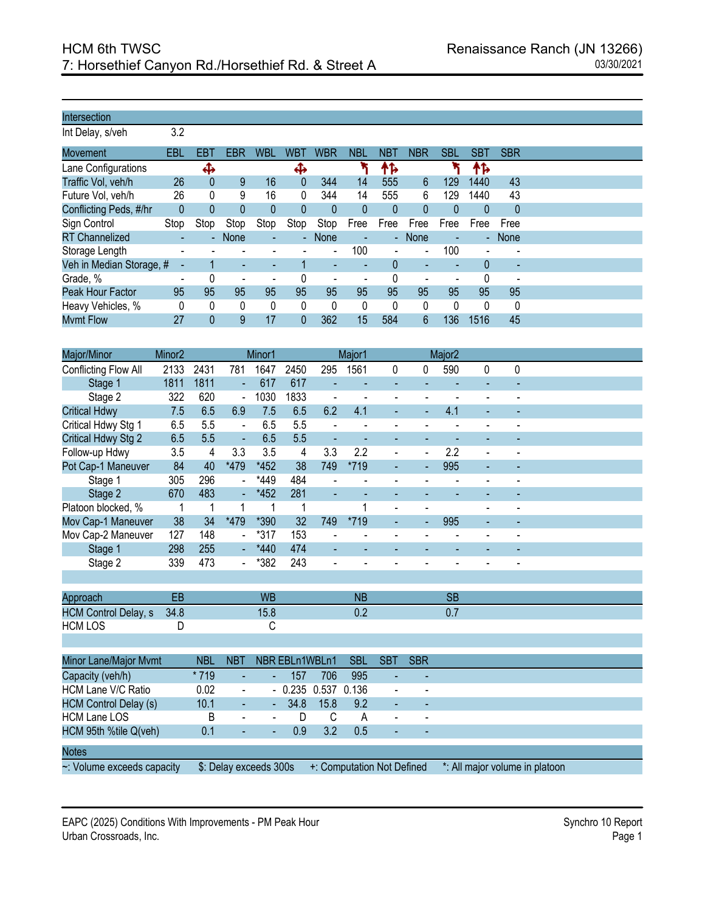# HCM 6th TWSC
## 7: Horsethief Canyon Rd./Horsethief Rd. & Street A

Renaissance Ranch (JN 13266)
03/30/2021

| Intersection | | | | | | | | | | | | |
|---|---|---|---|---|---|---|---|---|---|---|---|---|
| Int Delay, s/veh | 3.2 | | | | | | | | | | | |

| Movement | EBL | EBT | EBR | WBL | WBT | WBR | NBL | NBT | NBR | SBL | SBT | SBR |
|---|---|---|---|---|---|---|---|---|---|---|---|---|
| Lane Configurations | | ✥ | | | ✥ | | ↰ | ↑↱ | | ↰ | ↑↱ | |
| Traffic Vol, veh/h | 26 | 0 | 9 | 16 | 0 | 344 | 14 | 555 | 6 | 129 | 1440 | 43 |
| Future Vol, veh/h | 26 | 0 | 9 | 16 | 0 | 344 | 14 | 555 | 6 | 129 | 1440 | 43 |
| Conflicting Peds, #/hr | 0 | 0 | 0 | 0 | 0 | 0 | 0 | 0 | 0 | 0 | 0 | 0 |
| Sign Control | Stop | Stop | Stop | Stop | Stop | Stop | Free | Free | Free | Free | Free | Free |
| RT Channelized | - | - | None | - | - | None | - | - | None | - | - | None |
| Storage Length | - | - | - | - | - | - | 100 | - | - | 100 | - | - |
| Veh in Median Storage, # | - | 1 | - | - | 1 | - | - | 0 | - | - | 0 | - |
| Grade, % | - | 0 | - | - | 0 | - | - | 0 | - | - | 0 | - |
| Peak Hour Factor | 95 | 95 | 95 | 95 | 95 | 95 | 95 | 95 | 95 | 95 | 95 | 95 |
| Heavy Vehicles, % | 0 | 0 | 0 | 0 | 0 | 0 | 0 | 0 | 0 | 0 | 0 | 0 |
| Mvmt Flow | 27 | 0 | 9 | 17 | 0 | 362 | 15 | 584 | 6 | 136 | 1516 | 45 |

| Major/Minor | Minor2 | | | Minor1 | | | Major1 | | | Major2 | | |
|---|---|---|---|---|---|---|---|---|---|---|---|---|
| Conflicting Flow All | 2133 | 2431 | 781 | 1647 | 2450 | 295 | 1561 | 0 | 0 | 590 | 0 | 0 |
| Stage 1 | 1811 | 1811 | - | 617 | 617 | - | - | - | - | - | - | - |
| Stage 2 | 322 | 620 | - | 1030 | 1833 | - | - | - | - | - | - | - |
| Critical Hdwy | 7.5 | 6.5 | 6.9 | 7.5 | 6.5 | 6.2 | 4.1 | - | - | 4.1 | - | - |
| Critical Hdwy Stg 1 | 6.5 | 5.5 | - | 6.5 | 5.5 | - | - | - | - | - | - | - |
| Critical Hdwy Stg 2 | 6.5 | 5.5 | - | 6.5 | 5.5 | - | - | - | - | - | - | - |
| Follow-up Hdwy | 3.5 | 4 | 3.3 | 3.5 | 4 | 3.3 | 2.2 | - | - | 2.2 | - | - |
| Pot Cap-1 Maneuver | 84 | 40 | *479 | *452 | 38 | 749 | *719 | - | - | 995 | - | - |
| Stage 1 | 305 | 296 | - | *449 | 484 | - | - | - | - | - | - | - |
| Stage 2 | 670 | 483 | - | *452 | 281 | - | - | - | - | - | - | - |
| Platoon blocked, % | 1 | 1 | 1 | 1 | 1 | | 1 | - | - | | - | - |
| Mov Cap-1 Maneuver | 38 | 34 | *479 | *390 | 32 | 749 | *719 | - | - | 995 | - | - |
| Mov Cap-2 Maneuver | 127 | 148 | - | *317 | 153 | - | - | - | - | - | - | - |
| Stage 1 | 298 | 255 | - | *440 | 474 | - | - | - | - | - | - | - |
| Stage 2 | 339 | 473 | - | *382 | 243 | - | - | - | - | - | - | - |

| Approach | EB | WB | NB | SB |
|---|---|---|---|---|
| HCM Control Delay, s | 34.8 | 15.8 | 0.2 | 0.7 |
| HCM LOS | D | C | | |

| Minor Lane/Major Mvmt | NBL | NBT | NBR | EBLn1 | WBLn1 | SBL | SBT | SBR |
|---|---|---|---|---|---|---|---|---|
| Capacity (veh/h) | * 719 | - | - | 157 | 706 | 995 | - | - |
| HCM Lane V/C Ratio | 0.02 | - | - | 0.235 | 0.537 | 0.136 | - | - |
| HCM Control Delay (s) | 10.1 | - | - | 34.8 | 15.8 | 9.2 | - | - |
| HCM Lane LOS | B | - | - | D | C | A | - | - |
| HCM 95th %tile Q(veh) | 0.1 | - | - | 0.9 | 3.2 | 0.5 | - | - |

| Notes | | | |
|---|---|---|---|
| ~: Volume exceeds capacity | $: Delay exceeds 300s | +: Computation Not Defined | *: All major volume in platoon |

EAPC (2025) Conditions With Improvements - PM Peak Hour
Urban Crossroads, Inc.

Synchro 10 Report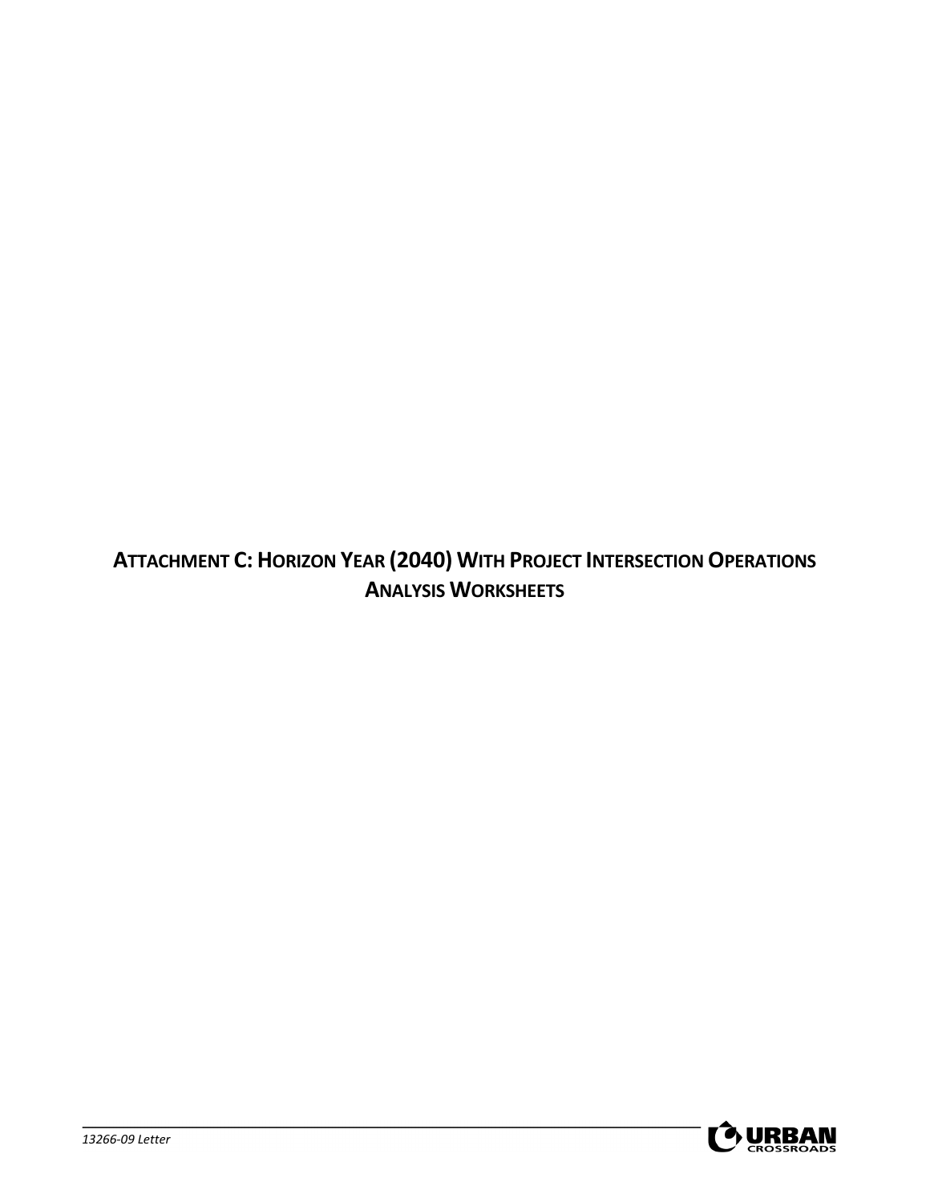# ATTACHMENT C: HORIZON YEAR (2040) WITH PROJECT INTERSECTION OPERATIONS ANALYSIS WORKSHEETS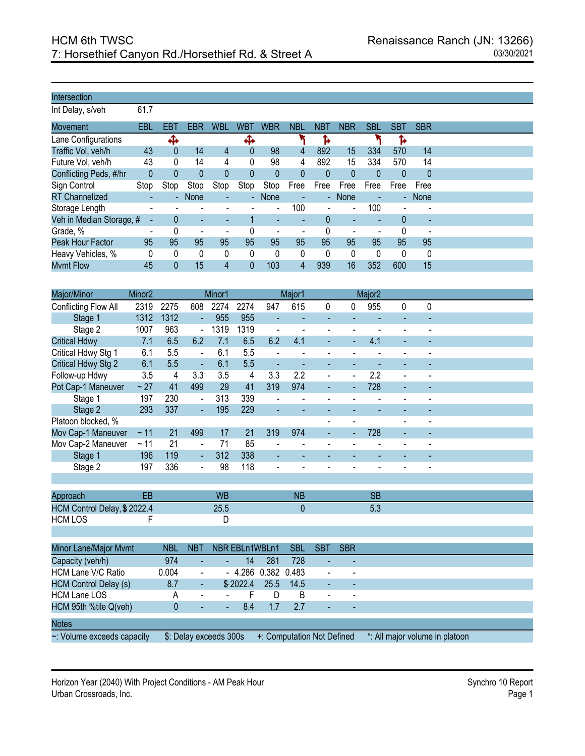# HCM 6th TWSC
## 7: Horsethief Canyon Rd./Horsethief Rd. & Street A

Renaissance Ranch (JN: 13266)
03/30/2021

| Intersection | |
|---|---|
| Int Delay, s/veh | 61.7 |

| Movement | EBL | EBT | EBR | WBL | WBT | WBR | NBL | NBT | NBR | SBL | SBT | SBR |
|---|---|---|---|---|---|---|---|---|---|---|---|---|
| Lane Configurations | | ✣ | | | ✣ | | ↰ | ↱ | | ↰ | ↱ | |
| Traffic Vol, veh/h | 43 | 0 | 14 | 4 | 0 | 98 | 4 | 892 | 15 | 334 | 570 | 14 |
| Future Vol, veh/h | 43 | 0 | 14 | 4 | 0 | 98 | 4 | 892 | 15 | 334 | 570 | 14 |
| Conflicting Peds, #/hr | 0 | 0 | 0 | 0 | 0 | 0 | 0 | 0 | 0 | 0 | 0 | 0 |
| Sign Control | Stop | Stop | Stop | Stop | Stop | Stop | Free | Free | Free | Free | Free | Free |
| RT Channelized | - | - | None | - | - | None | - | - | None | - | - | None |
| Storage Length | - | - | - | - | - | - | 100 | - | - | 100 | - | - |
| Veh in Median Storage, # | - | 0 | - | - | 1 | - | - | 0 | - | - | 0 | - |
| Grade, % | - | 0 | - | - | 0 | - | - | 0 | - | - | 0 | - |
| Peak Hour Factor | 95 | 95 | 95 | 95 | 95 | 95 | 95 | 95 | 95 | 95 | 95 | 95 |
| Heavy Vehicles, % | 0 | 0 | 0 | 0 | 0 | 0 | 0 | 0 | 0 | 0 | 0 | 0 |
| Mvmt Flow | 45 | 0 | 15 | 4 | 0 | 103 | 4 | 939 | 16 | 352 | 600 | 15 |

| Major/Minor | Minor2 | | | Minor1 | | | Major1 | | | Major2 | | |
|---|---|---|---|---|---|---|---|---|---|---|---|---|
| Conflicting Flow All | 2319 | 2275 | 608 | 2274 | 2274 | 947 | 615 | 0 | 0 | 955 | 0 | 0 |
| Stage 1 | 1312 | 1312 | - | 955 | 955 | - | - | - | - | - | - | - |
| Stage 2 | 1007 | 963 | - | 1319 | 1319 | - | - | - | - | - | - | - |
| Critical Hdwy | 7.1 | 6.5 | 6.2 | 7.1 | 6.5 | 6.2 | 4.1 | - | - | 4.1 | - | - |
| Critical Hdwy Stg 1 | 6.1 | 5.5 | - | 6.1 | 5.5 | - | - | - | - | - | - | - |
| Critical Hdwy Stg 2 | 6.1 | 5.5 | - | 6.1 | 5.5 | - | - | - | - | - | - | - |
| Follow-up Hdwy | 3.5 | 4 | 3.3 | 3.5 | 4 | 3.3 | 2.2 | - | - | 2.2 | - | - |
| Pot Cap-1 Maneuver | ~ 27 | 41 | 499 | 29 | 41 | 319 | 974 | - | - | 728 | - | - |
| Stage 1 | 197 | 230 | - | 313 | 339 | - | - | - | - | - | - | - |
| Stage 2 | 293 | 337 | - | 195 | 229 | - | - | - | - | - | - | - |
| Platoon blocked, % | | | | | | | | - | - | | - | - |
| Mov Cap-1 Maneuver | ~ 11 | 21 | 499 | 17 | 21 | 319 | 974 | - | - | 728 | - | - |
| Mov Cap-2 Maneuver | ~ 11 | 21 | - | 71 | 85 | - | - | - | - | - | - | - |
| Stage 1 | 196 | 119 | - | 312 | 338 | - | - | - | - | - | - | - |
| Stage 2 | 197 | 336 | - | 98 | 118 | - | - | - | - | - | - | - |

| Approach | EB | WB | NB | SB |
|---|---|---|---|---|
| HCM Control Delay, s | $ 2022.4 | 25.5 | 0 | 5.3 |
| HCM LOS | F | D | | |

| Minor Lane/Major Mvmt | NBL | NBT | NBR | EBLn1 | WBLn1 | SBL | SBT | SBR |
|---|---|---|---|---|---|---|---|---|
| Capacity (veh/h) | 974 | - | - | 14 | 281 | 728 | - | - |
| HCM Lane V/C Ratio | 0.004 | - | - | 4.286 | 0.382 | 0.483 | - | - |
| HCM Control Delay (s) | 8.7 | - | - | $ 2022.4 | 25.5 | 14.5 | - | - |
| HCM Lane LOS | A | - | - | F | D | B | - | - |
| HCM 95th %tile Q(veh) | 0 | - | - | 8.4 | 1.7 | 2.7 | - | - |

**Notes**

~: Volume exceeds capacity | $: Delay exceeds 300s | +: Computation Not Defined | *: All major volume in platoon

Horizon Year (2040) With Project Conditions - AM Peak Hour
Urban Crossroads, Inc.

Synchro 10 Report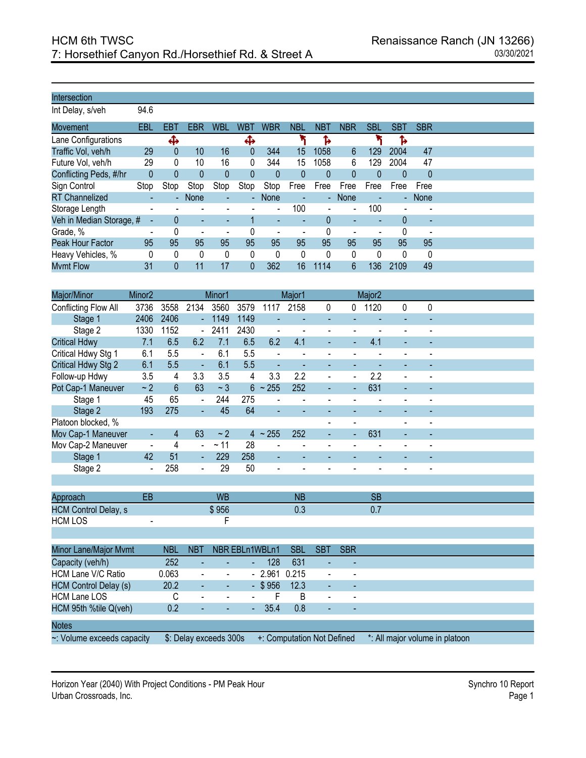# HCM 6th TWSC
## 7: Horsethief Canyon Rd./Horsethief Rd. & Street A

Renaissance Ranch (JN 13266)
03/30/2021

| Intersection | |
|---|---|
| Int Delay, s/veh | 94.6 |

| Movement | EBL | EBT | EBR | WBL | WBT | WBR | NBL | NBT | NBR | SBL | SBT | SBR |
|---|---|---|---|---|---|---|---|---|---|---|---|---|
| Lane Configurations | | ✥ | | | ✥ | | ↰ | ↱ | | ↰ | ↱ | |
| Traffic Vol, veh/h | 29 | 0 | 10 | 16 | 0 | 344 | 15 | 1058 | 6 | 129 | 2004 | 47 |
| Future Vol, veh/h | 29 | 0 | 10 | 16 | 0 | 344 | 15 | 1058 | 6 | 129 | 2004 | 47 |
| Conflicting Peds, #/hr | 0 | 0 | 0 | 0 | 0 | 0 | 0 | 0 | 0 | 0 | 0 | 0 |
| Sign Control | Stop | Stop | Stop | Stop | Stop | Stop | Free | Free | Free | Free | Free | Free |
| RT Channelized | - | - | None | - | - | None | - | - | None | - | - | None |
| Storage Length | - | - | - | - | - | - | 100 | - | - | 100 | - | - |
| Veh in Median Storage, # | - | 0 | - | - | 1 | - | - | 0 | - | - | 0 | - |
| Grade, % | - | 0 | - | - | 0 | - | - | 0 | - | - | 0 | - |
| Peak Hour Factor | 95 | 95 | 95 | 95 | 95 | 95 | 95 | 95 | 95 | 95 | 95 | 95 |
| Heavy Vehicles, % | 0 | 0 | 0 | 0 | 0 | 0 | 0 | 0 | 0 | 0 | 0 | 0 |
| Mvmt Flow | 31 | 0 | 11 | 17 | 0 | 362 | 16 | 1114 | 6 | 136 | 2109 | 49 |

| Major/Minor | Minor2 | | | Minor1 | | | Major1 | | | Major2 | | |
|---|---|---|---|---|---|---|---|---|---|---|---|---|
| Conflicting Flow All | 3736 | 3558 | 2134 | 3560 | 3579 | 1117 | 2158 | 0 | 0 | 1120 | 0 | 0 |
| Stage 1 | 2406 | 2406 | - | 1149 | 1149 | - | - | - | - | - | - | - |
| Stage 2 | 1330 | 1152 | - | 2411 | 2430 | - | - | - | - | - | - | - |
| Critical Hdwy | 7.1 | 6.5 | 6.2 | 7.1 | 6.5 | 6.2 | 4.1 | - | - | 4.1 | - | - |
| Critical Hdwy Stg 1 | 6.1 | 5.5 | - | 6.1 | 5.5 | - | - | - | - | - | - | - |
| Critical Hdwy Stg 2 | 6.1 | 5.5 | - | 6.1 | 5.5 | - | - | - | - | - | - | - |
| Follow-up Hdwy | 3.5 | 4 | 3.3 | 3.5 | 4 | 3.3 | 2.2 | - | - | 2.2 | - | - |
| Pot Cap-1 Maneuver | ~ 2 | 6 | 63 | ~ 3 | 6 | ~ 255 | 252 | - | - | 631 | - | - |
| Stage 1 | 45 | 65 | - | 244 | 275 | - | - | - | - | - | - | - |
| Stage 2 | 193 | 275 | - | 45 | 64 | - | - | - | - | - | - | - |
| Platoon blocked, % | | | | | | | | - | - | | - | - |
| Mov Cap-1 Maneuver | - | 4 | 63 | ~ 2 | 4 | ~ 255 | 252 | - | - | 631 | - | - |
| Mov Cap-2 Maneuver | - | 4 | - | ~ 11 | 28 | - | - | - | - | - | - | - |
| Stage 1 | 42 | 51 | - | 229 | 258 | - | - | - | - | - | - | - |
| Stage 2 | - | 258 | - | 29 | 50 | - | - | - | - | - | - | - |

| Approach | EB | WB | NB | SB |
|---|---|---|---|---|
| HCM Control Delay, s | | $ 956 | 0.3 | 0.7 |
| HCM LOS | - | F | | |

| Minor Lane/Major Mvmt | NBL | NBT | NBR | EBLn1 | WBLn1 | SBL | SBT | SBR |
|---|---|---|---|---|---|---|---|---|
| Capacity (veh/h) | 252 | - | - | - | 128 | 631 | - | - |
| HCM Lane V/C Ratio | 0.063 | - | - | - | 2.961 | 0.215 | - | - |
| HCM Control Delay (s) | 20.2 | - | - | - | $ 956 | 12.3 | - | - |
| HCM Lane LOS | C | - | - | - | F | B | - | - |
| HCM 95th %tile Q(veh) | 0.2 | - | - | - | 35.4 | 0.8 | - | - |

**Notes**

~: Volume exceeds capacity | $: Delay exceeds 300s | +: Computation Not Defined | *: All major volume in platoon

Horizon Year (2040) With Project Conditions - PM Peak Hour
Urban Crossroads, Inc.
Synchro 10 Report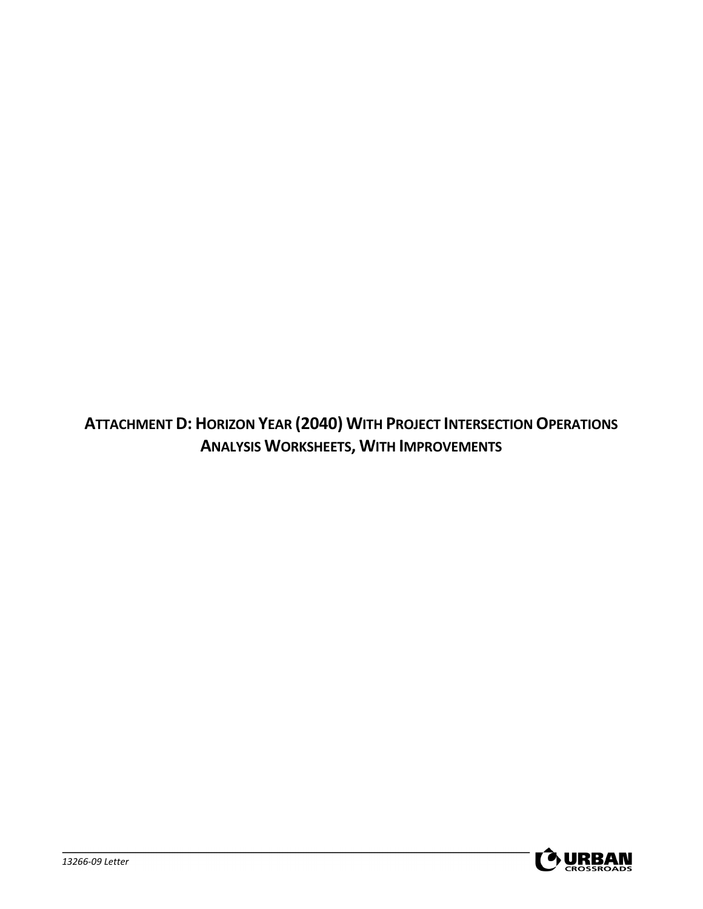# ATTACHMENT D: HORIZON YEAR (2040) WITH PROJECT INTERSECTION OPERATIONS ANALYSIS WORKSHEETS, WITH IMPROVEMENTS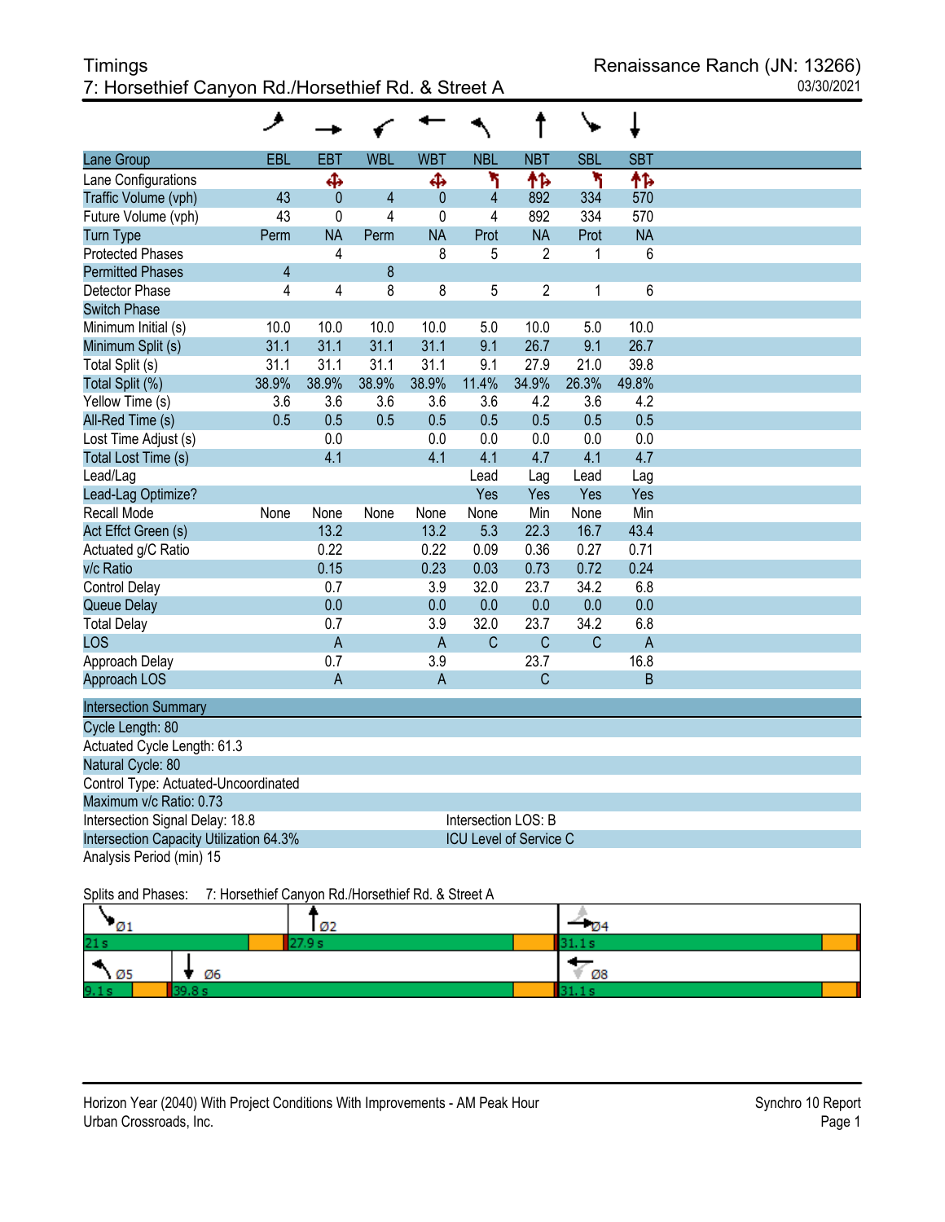# Timings
## 7: Horsethief Canyon Rd./Horsethief Rd. & Street A

Renaissance Ranch (JN: 13266)
03/30/2021

| Lane Group | EBL | EBT | WBL | WBT | NBL | NBT | SBL | SBT |
|---|---|---|---|---|---|---|---|---|
| Lane Configurations | | ✣ | | ✣ | ↰ | ↑↱ | ↰ | ↑↱ |
| Traffic Volume (vph) | 43 | 0 | 4 | 0 | 4 | 892 | 334 | 570 |
| Future Volume (vph) | 43 | 0 | 4 | 0 | 4 | 892 | 334 | 570 |
| Turn Type | Perm | NA | Perm | NA | Prot | NA | Prot | NA |
| Protected Phases | | 4 | | 8 | 5 | 2 | 1 | 6 |
| Permitted Phases | 4 | | 8 | | | | | |
| Detector Phase | 4 | 4 | 8 | 8 | 5 | 2 | 1 | 6 |
| Switch Phase | | | | | | | | |
| Minimum Initial (s) | 10.0 | 10.0 | 10.0 | 10.0 | 5.0 | 10.0 | 5.0 | 10.0 |
| Minimum Split (s) | 31.1 | 31.1 | 31.1 | 31.1 | 9.1 | 26.7 | 9.1 | 26.7 |
| Total Split (s) | 31.1 | 31.1 | 31.1 | 31.1 | 9.1 | 27.9 | 21.0 | 39.8 |
| Total Split (%) | 38.9% | 38.9% | 38.9% | 38.9% | 11.4% | 34.9% | 26.3% | 49.8% |
| Yellow Time (s) | 3.6 | 3.6 | 3.6 | 3.6 | 3.6 | 4.2 | 3.6 | 4.2 |
| All-Red Time (s) | 0.5 | 0.5 | 0.5 | 0.5 | 0.5 | 0.5 | 0.5 | 0.5 |
| Lost Time Adjust (s) | | 0.0 | | 0.0 | 0.0 | 0.0 | 0.0 | 0.0 |
| Total Lost Time (s) | | 4.1 | | 4.1 | 4.1 | 4.7 | 4.1 | 4.7 |
| Lead/Lag | | | | | Lead | Lag | Lead | Lag |
| Lead-Lag Optimize? | | | | | Yes | Yes | Yes | Yes |
| Recall Mode | None | None | None | None | None | Min | None | Min |
| Act Effct Green (s) | | 13.2 | | 13.2 | 5.3 | 22.3 | 16.7 | 43.4 |
| Actuated g/C Ratio | | 0.22 | | 0.22 | 0.09 | 0.36 | 0.27 | 0.71 |
| v/c Ratio | | 0.15 | | 0.23 | 0.03 | 0.73 | 0.72 | 0.24 |
| Control Delay | | 0.7 | | 3.9 | 32.0 | 23.7 | 34.2 | 6.8 |
| Queue Delay | | 0.0 | | 0.0 | 0.0 | 0.0 | 0.0 | 0.0 |
| Total Delay | | 0.7 | | 3.9 | 32.0 | 23.7 | 34.2 | 6.8 |
| LOS | | A | | A | C | C | C | A |
| Approach Delay | | 0.7 | | 3.9 | | 23.7 | | 16.8 |
| Approach LOS | | A | | A | | C | | B |

**Intersection Summary**

Cycle Length: 80
Actuated Cycle Length: 61.3
Natural Cycle: 80
Control Type: Actuated-Uncoordinated
Maximum v/c Ratio: 0.73
Intersection Signal Delay: 18.8 — Intersection LOS: B
Intersection Capacity Utilization 64.3% — ICU Level of Service C
Analysis Period (min) 15

Splits and Phases: 7: Horsethief Canyon Rd./Horsethief Rd. & Street A

| Phase | Split |
|---|---|
| Ø1 | 21 s |
| Ø2 | 27.9 s |
| Ø4 | 31.1 s |
| Ø5 | 9.1 s |
| Ø6 | 39.8 s |
| Ø8 | 31.1 s |

Horizon Year (2040) With Project Conditions With Improvements - AM Peak Hour
Urban Crossroads, Inc.
Synchro 10 Report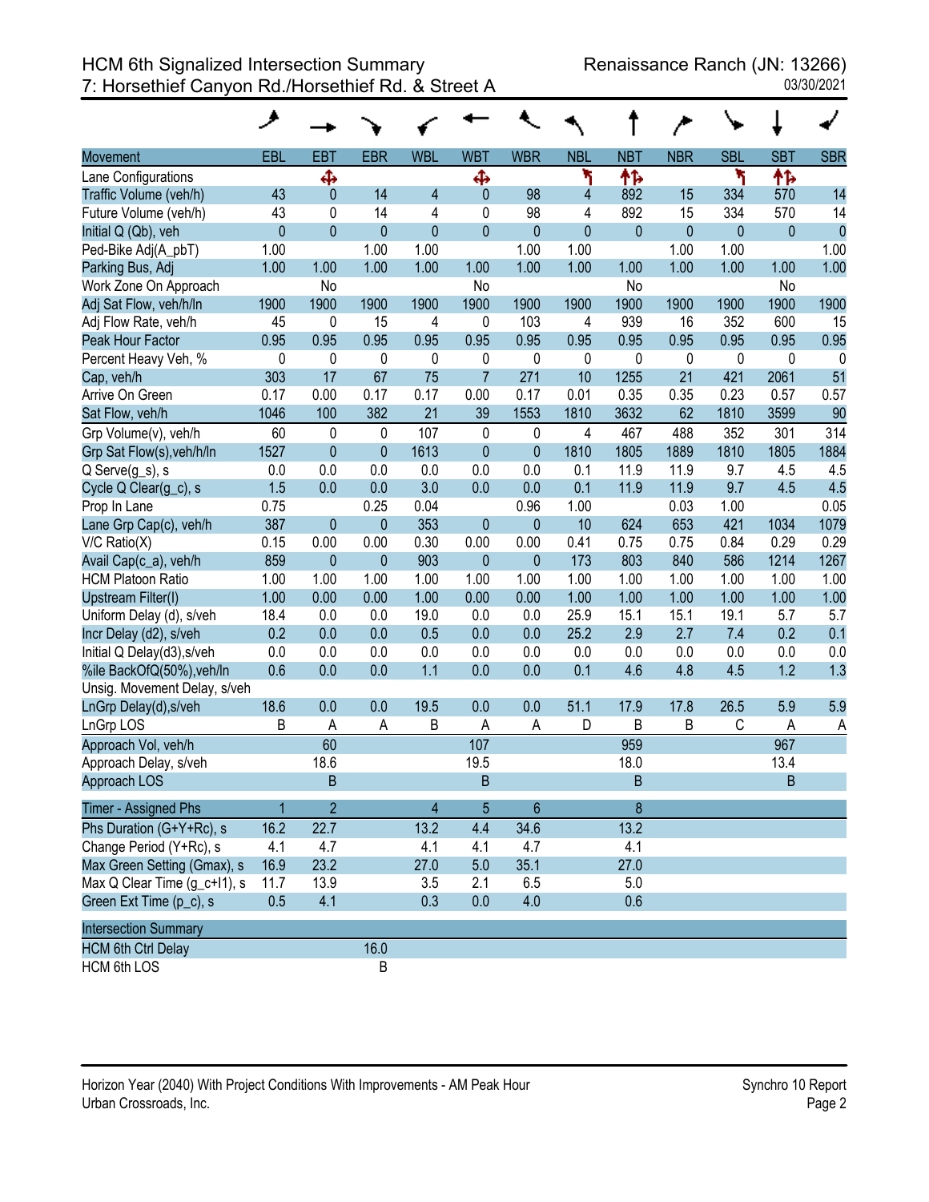# HCM 6th Signalized Intersection Summary

## 7: Horsethief Canyon Rd./Horsethief Rd. & Street A

Renaissance Ranch (JN: 13266)
03/30/2021

| Movement | EBL | EBT | EBR | WBL | WBT | WBR | NBL | NBT | NBR | SBL | SBT | SBR |
|---|---|---|---|---|---|---|---|---|---|---|---|---|
| Lane Configurations | | ✥ | | | ✥ | | ↰ | ↑↱ | | ↰ | ↑↱ | |
| Traffic Volume (veh/h) | 43 | 0 | 14 | 4 | 0 | 98 | 4 | 892 | 15 | 334 | 570 | 14 |
| Future Volume (veh/h) | 43 | 0 | 14 | 4 | 0 | 98 | 4 | 892 | 15 | 334 | 570 | 14 |
| Initial Q (Qb), veh | 0 | 0 | 0 | 0 | 0 | 0 | 0 | 0 | 0 | 0 | 0 | 0 |
| Ped-Bike Adj(A_pbT) | 1.00 | | 1.00 | 1.00 | | 1.00 | 1.00 | | 1.00 | 1.00 | | 1.00 |
| Parking Bus, Adj | 1.00 | 1.00 | 1.00 | 1.00 | 1.00 | 1.00 | 1.00 | 1.00 | 1.00 | 1.00 | 1.00 | 1.00 |
| Work Zone On Approach | | No | | | No | | | No | | | No | |
| Adj Sat Flow, veh/h/ln | 1900 | 1900 | 1900 | 1900 | 1900 | 1900 | 1900 | 1900 | 1900 | 1900 | 1900 | 1900 |
| Adj Flow Rate, veh/h | 45 | 0 | 15 | 4 | 0 | 103 | 4 | 939 | 16 | 352 | 600 | 15 |
| Peak Hour Factor | 0.95 | 0.95 | 0.95 | 0.95 | 0.95 | 0.95 | 0.95 | 0.95 | 0.95 | 0.95 | 0.95 | 0.95 |
| Percent Heavy Veh, % | 0 | 0 | 0 | 0 | 0 | 0 | 0 | 0 | 0 | 0 | 0 | 0 |
| Cap, veh/h | 303 | 17 | 67 | 75 | 7 | 271 | 10 | 1255 | 21 | 421 | 2061 | 51 |
| Arrive On Green | 0.17 | 0.00 | 0.17 | 0.17 | 0.00 | 0.17 | 0.01 | 0.35 | 0.35 | 0.23 | 0.57 | 0.57 |
| Sat Flow, veh/h | 1046 | 100 | 382 | 21 | 39 | 1553 | 1810 | 3632 | 62 | 1810 | 3599 | 90 |
| Grp Volume(v), veh/h | 60 | 0 | 0 | 107 | 0 | 0 | 4 | 467 | 488 | 352 | 301 | 314 |
| Grp Sat Flow(s),veh/h/ln | 1527 | 0 | 0 | 1613 | 0 | 0 | 1810 | 1805 | 1889 | 1810 | 1805 | 1884 |
| Q Serve(g_s), s | 0.0 | 0.0 | 0.0 | 0.0 | 0.0 | 0.0 | 0.1 | 11.9 | 11.9 | 9.7 | 4.5 | 4.5 |
| Cycle Q Clear(g_c), s | 1.5 | 0.0 | 0.0 | 3.0 | 0.0 | 0.0 | 0.1 | 11.9 | 11.9 | 9.7 | 4.5 | 4.5 |
| Prop In Lane | 0.75 | | 0.25 | 0.04 | | 0.96 | 1.00 | | 0.03 | 1.00 | | 0.05 |
| Lane Grp Cap(c), veh/h | 387 | 0 | 0 | 353 | 0 | 0 | 10 | 624 | 653 | 421 | 1034 | 1079 |
| V/C Ratio(X) | 0.15 | 0.00 | 0.00 | 0.30 | 0.00 | 0.00 | 0.41 | 0.75 | 0.75 | 0.84 | 0.29 | 0.29 |
| Avail Cap(c_a), veh/h | 859 | 0 | 0 | 903 | 0 | 0 | 173 | 803 | 840 | 586 | 1214 | 1267 |
| HCM Platoon Ratio | 1.00 | 1.00 | 1.00 | 1.00 | 1.00 | 1.00 | 1.00 | 1.00 | 1.00 | 1.00 | 1.00 | 1.00 |
| Upstream Filter(I) | 1.00 | 0.00 | 0.00 | 1.00 | 0.00 | 0.00 | 1.00 | 1.00 | 1.00 | 1.00 | 1.00 | 1.00 |
| Uniform Delay (d), s/veh | 18.4 | 0.0 | 0.0 | 19.0 | 0.0 | 0.0 | 25.9 | 15.1 | 15.1 | 19.1 | 5.7 | 5.7 |
| Incr Delay (d2), s/veh | 0.2 | 0.0 | 0.0 | 0.5 | 0.0 | 0.0 | 25.2 | 2.9 | 2.7 | 7.4 | 0.2 | 0.1 |
| Initial Q Delay(d3),s/veh | 0.0 | 0.0 | 0.0 | 0.0 | 0.0 | 0.0 | 0.0 | 0.0 | 0.0 | 0.0 | 0.0 | 0.0 |
| %ile BackOfQ(50%),veh/ln | 0.6 | 0.0 | 0.0 | 1.1 | 0.0 | 0.0 | 0.1 | 4.6 | 4.8 | 4.5 | 1.2 | 1.3 |
| Unsig. Movement Delay, s/veh | | | | | | | | | | | | |
| LnGrp Delay(d),s/veh | 18.6 | 0.0 | 0.0 | 19.5 | 0.0 | 0.0 | 51.1 | 17.9 | 17.8 | 26.5 | 5.9 | 5.9 |
| LnGrp LOS | B | A | A | B | A | A | D | B | B | C | A | A |
| Approach Vol, veh/h | | 60 | | | 107 | | | 959 | | | 967 | |
| Approach Delay, s/veh | | 18.6 | | | 19.5 | | | 18.0 | | | 13.4 | |
| Approach LOS | | B | | | B | | | B | | | B | |

| Timer - Assigned Phs | 1 | 2 | | 4 | 5 | 6 | | 8 |
|---|---|---|---|---|---|---|---|---|
| Phs Duration (G+Y+Rc), s | 16.2 | 22.7 | | 13.2 | 4.4 | 34.6 | | 13.2 |
| Change Period (Y+Rc), s | 4.1 | 4.7 | | 4.1 | 4.1 | 4.7 | | 4.1 |
| Max Green Setting (Gmax), s | 16.9 | 23.2 | | 27.0 | 5.0 | 35.1 | | 27.0 |
| Max Q Clear Time (g_c+I1), s | 11.7 | 13.9 | | 3.5 | 2.1 | 6.5 | | 5.0 |
| Green Ext Time (p_c), s | 0.5 | 4.1 | | 0.3 | 0.0 | 4.0 | | 0.6 |

| Intersection Summary | |
|---|---|
| HCM 6th Ctrl Delay | 16.0 |
| HCM 6th LOS | B |

Horizon Year (2040) With Project Conditions With Improvements - AM Peak Hour
Urban Crossroads, Inc.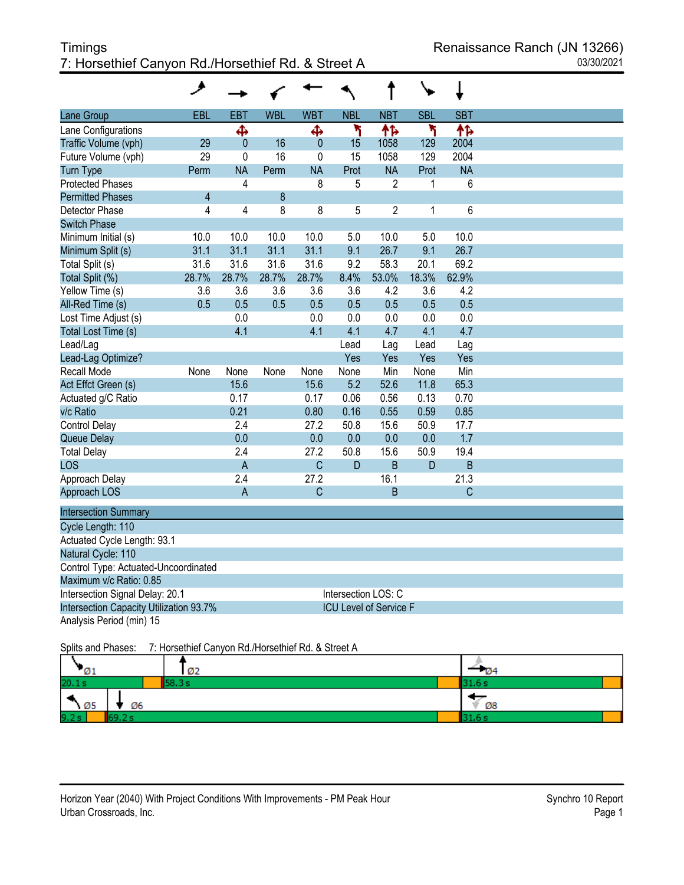Timings
7: Horsethief Canyon Rd./Horsethief Rd. & Street A

Renaissance Ranch (JN 13266)
03/30/2021

| Lane Group | EBL | EBT | WBL | WBT | NBL | NBT | SBL | SBT |
|---|---|---|---|---|---|---|---|---|
| Lane Configurations | | ✣ | | ✣ | ↰ | ↑↱ | ↰ | ↑↱ |
| Traffic Volume (vph) | 29 | 0 | 16 | 0 | 15 | 1058 | 129 | 2004 |
| Future Volume (vph) | 29 | 0 | 16 | 0 | 15 | 1058 | 129 | 2004 |
| Turn Type | Perm | NA | Perm | NA | Prot | NA | Prot | NA |
| Protected Phases | | 4 | | 8 | 5 | 2 | 1 | 6 |
| Permitted Phases | 4 | | 8 | | | | | |
| Detector Phase | 4 | 4 | 8 | 8 | 5 | 2 | 1 | 6 |
| Switch Phase | | | | | | | | |
| Minimum Initial (s) | 10.0 | 10.0 | 10.0 | 10.0 | 5.0 | 10.0 | 5.0 | 10.0 |
| Minimum Split (s) | 31.1 | 31.1 | 31.1 | 31.1 | 9.1 | 26.7 | 9.1 | 26.7 |
| Total Split (s) | 31.6 | 31.6 | 31.6 | 31.6 | 9.2 | 58.3 | 20.1 | 69.2 |
| Total Split (%) | 28.7% | 28.7% | 28.7% | 28.7% | 8.4% | 53.0% | 18.3% | 62.9% |
| Yellow Time (s) | 3.6 | 3.6 | 3.6 | 3.6 | 3.6 | 4.2 | 3.6 | 4.2 |
| All-Red Time (s) | 0.5 | 0.5 | 0.5 | 0.5 | 0.5 | 0.5 | 0.5 | 0.5 |
| Lost Time Adjust (s) | | 0.0 | | 0.0 | 0.0 | 0.0 | 0.0 | 0.0 |
| Total Lost Time (s) | | 4.1 | | 4.1 | 4.1 | 4.7 | 4.1 | 4.7 |
| Lead/Lag | | | | | Lead | Lag | Lead | Lag |
| Lead-Lag Optimize? | | | | | Yes | Yes | Yes | Yes |
| Recall Mode | None | None | None | None | None | Min | None | Min |
| Act Effct Green (s) | | 15.6 | | 15.6 | 5.2 | 52.6 | 11.8 | 65.3 |
| Actuated g/C Ratio | | 0.17 | | 0.17 | 0.06 | 0.56 | 0.13 | 0.70 |
| v/c Ratio | | 0.21 | | 0.80 | 0.16 | 0.55 | 0.59 | 0.85 |
| Control Delay | | 2.4 | | 27.2 | 50.8 | 15.6 | 50.9 | 17.7 |
| Queue Delay | | 0.0 | | 0.0 | 0.0 | 0.0 | 0.0 | 1.7 |
| Total Delay | | 2.4 | | 27.2 | 50.8 | 15.6 | 50.9 | 19.4 |
| LOS | | A | | C | D | B | D | B |
| Approach Delay | | 2.4 | | 27.2 | | 16.1 | | 21.3 |
| Approach LOS | | A | | C | | B | | C |

**Intersection Summary**

Cycle Length: 110
Actuated Cycle Length: 93.1
Natural Cycle: 110
Control Type: Actuated-Uncoordinated
Maximum v/c Ratio: 0.85
Intersection Signal Delay: 20.1 — Intersection LOS: C
Intersection Capacity Utilization 93.7% — ICU Level of Service F
Analysis Period (min) 15

Splits and Phases: 7: Horsethief Canyon Rd./Horsethief Rd. & Street A

| Ø1 | Ø2 | Ø4 |
|---|---|---|
| 20.1 s | 58.3 s | 31.6 s |

| Ø5 | Ø6 | Ø8 |
|---|---|---|
| 9.2 s | 69.2 s | 31.6 s |

Horizon Year (2040) With Project Conditions With Improvements - PM Peak Hour
Urban Crossroads, Inc.

Synchro 10 Report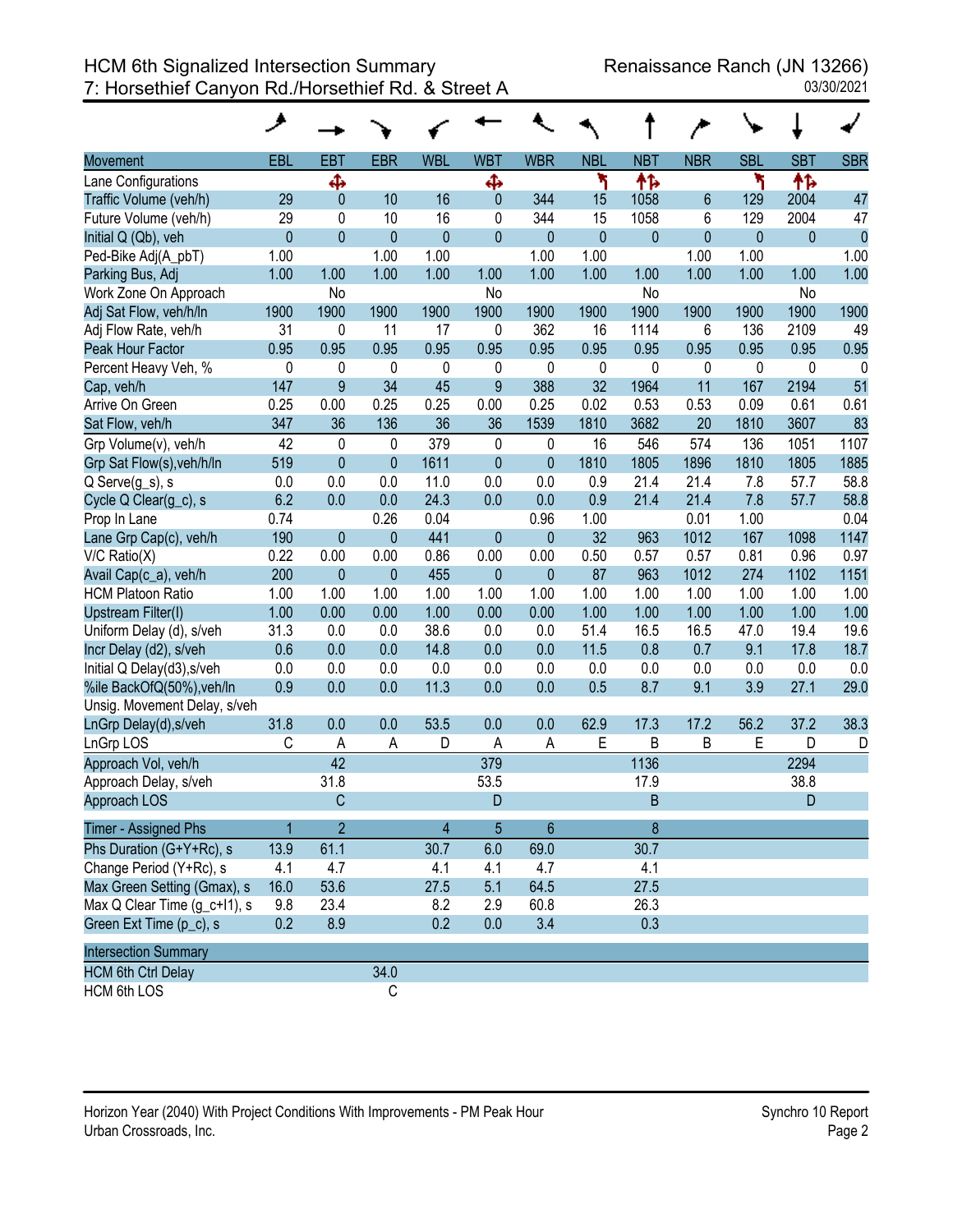# HCM 6th Signalized Intersection Summary
## 7: Horsethief Canyon Rd./Horsethief Rd. & Street A

Renaissance Ranch (JN 13266)
03/30/2021

| Movement | EBL | EBT | EBR | WBL | WBT | WBR | NBL | NBT | NBR | SBL | SBT | SBR |
|---|---|---|---|---|---|---|---|---|---|---|---|---|
| Lane Configurations | | ✥ | | | ✥ | | ↰ | ↑↱ | | ↰ | ↑↱ | |
| Traffic Volume (veh/h) | 29 | 0 | 10 | 16 | 0 | 344 | 15 | 1058 | 6 | 129 | 2004 | 47 |
| Future Volume (veh/h) | 29 | 0 | 10 | 16 | 0 | 344 | 15 | 1058 | 6 | 129 | 2004 | 47 |
| Initial Q (Qb), veh | 0 | 0 | 0 | 0 | 0 | 0 | 0 | 0 | 0 | 0 | 0 | 0 |
| Ped-Bike Adj(A_pbT) | 1.00 | | 1.00 | 1.00 | | 1.00 | 1.00 | | 1.00 | 1.00 | | 1.00 |
| Parking Bus, Adj | 1.00 | 1.00 | 1.00 | 1.00 | 1.00 | 1.00 | 1.00 | 1.00 | 1.00 | 1.00 | 1.00 | 1.00 |
| Work Zone On Approach | | No | | | No | | | No | | | No | |
| Adj Sat Flow, veh/h/ln | 1900 | 1900 | 1900 | 1900 | 1900 | 1900 | 1900 | 1900 | 1900 | 1900 | 1900 | 1900 |
| Adj Flow Rate, veh/h | 31 | 0 | 11 | 17 | 0 | 362 | 16 | 1114 | 6 | 136 | 2109 | 49 |
| Peak Hour Factor | 0.95 | 0.95 | 0.95 | 0.95 | 0.95 | 0.95 | 0.95 | 0.95 | 0.95 | 0.95 | 0.95 | 0.95 |
| Percent Heavy Veh, % | 0 | 0 | 0 | 0 | 0 | 0 | 0 | 0 | 0 | 0 | 0 | 0 |
| Cap, veh/h | 147 | 9 | 34 | 45 | 9 | 388 | 32 | 1964 | 11 | 167 | 2194 | 51 |
| Arrive On Green | 0.25 | 0.00 | 0.25 | 0.25 | 0.00 | 0.25 | 0.02 | 0.53 | 0.53 | 0.09 | 0.61 | 0.61 |
| Sat Flow, veh/h | 347 | 36 | 136 | 36 | 36 | 1539 | 1810 | 3682 | 20 | 1810 | 3607 | 83 |
| Grp Volume(v), veh/h | 42 | 0 | 0 | 379 | 0 | 0 | 16 | 546 | 574 | 136 | 1051 | 1107 |
| Grp Sat Flow(s),veh/h/ln | 519 | 0 | 0 | 1611 | 0 | 0 | 1810 | 1805 | 1896 | 1810 | 1805 | 1885 |
| Q Serve(g_s), s | 0.0 | 0.0 | 0.0 | 11.0 | 0.0 | 0.0 | 0.9 | 21.4 | 21.4 | 7.8 | 57.7 | 58.8 |
| Cycle Q Clear(g_c), s | 6.2 | 0.0 | 0.0 | 24.3 | 0.0 | 0.0 | 0.9 | 21.4 | 21.4 | 7.8 | 57.7 | 58.8 |
| Prop In Lane | 0.74 | | 0.26 | 0.04 | | 0.96 | 1.00 | | 0.01 | 1.00 | | 0.04 |
| Lane Grp Cap(c), veh/h | 190 | 0 | 0 | 441 | 0 | 0 | 32 | 963 | 1012 | 167 | 1098 | 1147 |
| V/C Ratio(X) | 0.22 | 0.00 | 0.00 | 0.86 | 0.00 | 0.00 | 0.50 | 0.57 | 0.57 | 0.81 | 0.96 | 0.97 |
| Avail Cap(c_a), veh/h | 200 | 0 | 0 | 455 | 0 | 0 | 87 | 963 | 1012 | 274 | 1102 | 1151 |
| HCM Platoon Ratio | 1.00 | 1.00 | 1.00 | 1.00 | 1.00 | 1.00 | 1.00 | 1.00 | 1.00 | 1.00 | 1.00 | 1.00 |
| Upstream Filter(I) | 1.00 | 0.00 | 0.00 | 1.00 | 0.00 | 0.00 | 1.00 | 1.00 | 1.00 | 1.00 | 1.00 | 1.00 |
| Uniform Delay (d), s/veh | 31.3 | 0.0 | 0.0 | 38.6 | 0.0 | 0.0 | 51.4 | 16.5 | 16.5 | 47.0 | 19.4 | 19.6 |
| Incr Delay (d2), s/veh | 0.6 | 0.0 | 0.0 | 14.8 | 0.0 | 0.0 | 11.5 | 0.8 | 0.7 | 9.1 | 17.8 | 18.7 |
| Initial Q Delay(d3),s/veh | 0.0 | 0.0 | 0.0 | 0.0 | 0.0 | 0.0 | 0.0 | 0.0 | 0.0 | 0.0 | 0.0 | 0.0 |
| %ile BackOfQ(50%),veh/ln | 0.9 | 0.0 | 0.0 | 11.3 | 0.0 | 0.0 | 0.5 | 8.7 | 9.1 | 3.9 | 27.1 | 29.0 |
| Unsig. Movement Delay, s/veh | | | | | | | | | | | | |
| LnGrp Delay(d),s/veh | 31.8 | 0.0 | 0.0 | 53.5 | 0.0 | 0.0 | 62.9 | 17.3 | 17.2 | 56.2 | 37.2 | 38.3 |
| LnGrp LOS | C | A | A | D | A | A | E | B | B | E | D | D |
| Approach Vol, veh/h | | 42 | | | 379 | | | 1136 | | | 2294 | |
| Approach Delay, s/veh | | 31.8 | | | 53.5 | | | 17.9 | | | 38.8 | |
| Approach LOS | | C | | | D | | | B | | | D | |

| Timer - Assigned Phs | 1 | 2 | | 4 | 5 | 6 | | 8 |
|---|---|---|---|---|---|---|---|---|
| Phs Duration (G+Y+Rc), s | 13.9 | 61.1 | | 30.7 | 6.0 | 69.0 | | 30.7 |
| Change Period (Y+Rc), s | 4.1 | 4.7 | | 4.1 | 4.1 | 4.7 | | 4.1 |
| Max Green Setting (Gmax), s | 16.0 | 53.6 | | 27.5 | 5.1 | 64.5 | | 27.5 |
| Max Q Clear Time (g_c+I1), s | 9.8 | 23.4 | | 8.2 | 2.9 | 60.8 | | 26.3 |
| Green Ext Time (p_c), s | 0.2 | 8.9 | | 0.2 | 0.0 | 3.4 | | 0.3 |

| Intersection Summary | |
|---|---|
| HCM 6th Ctrl Delay | 34.0 |
| HCM 6th LOS | C |

Horizon Year (2040) With Project Conditions With Improvements - PM Peak Hour
Urban Crossroads, Inc.

Synchro 10 Report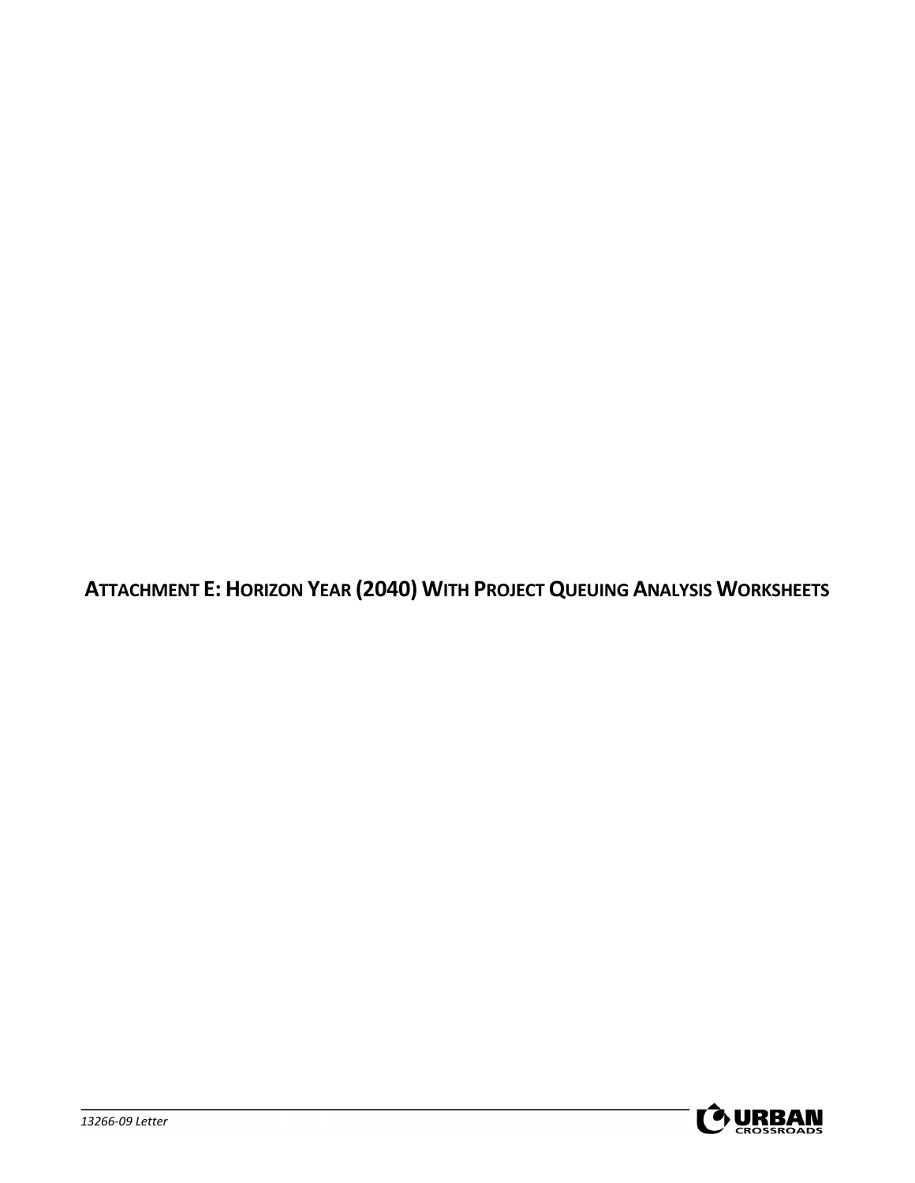# ATTACHMENT E: HORIZON YEAR (2040) WITH PROJECT QUEUING ANALYSIS WORKSHEETS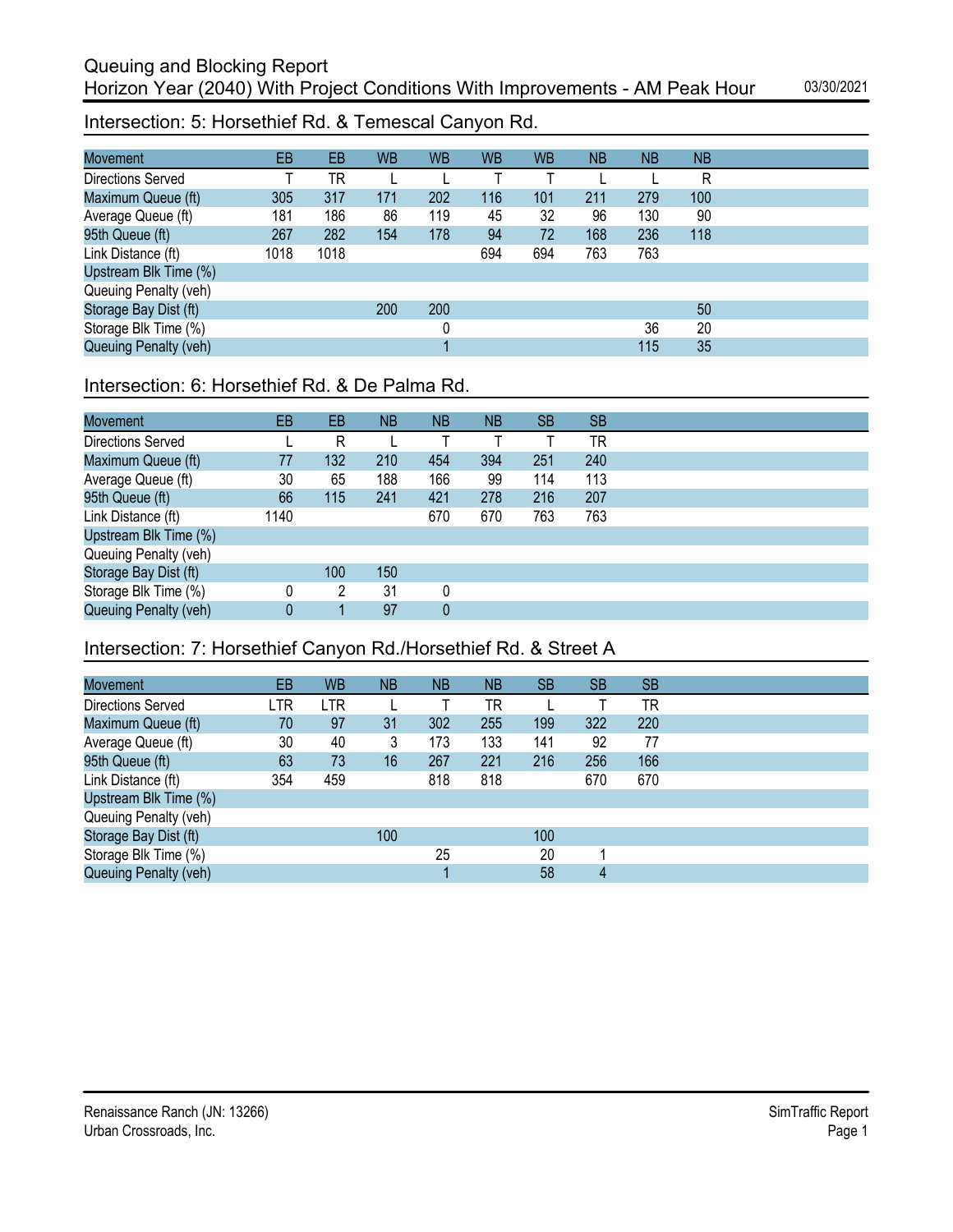# Queuing and Blocking Report
## Horizon Year (2040) With Project Conditions With Improvements - AM Peak Hour

03/30/2021

### Intersection: 5: Horsethief Rd. & Temescal Canyon Rd.

| Movement | EB | EB | WB | WB | WB | WB | NB | NB | NB |
|---|---|---|---|---|---|---|---|---|---|
| Directions Served | T | TR | L | L | T | T | L | L | R |
| Maximum Queue (ft) | 305 | 317 | 171 | 202 | 116 | 101 | 211 | 279 | 100 |
| Average Queue (ft) | 181 | 186 | 86 | 119 | 45 | 32 | 96 | 130 | 90 |
| 95th Queue (ft) | 267 | 282 | 154 | 178 | 94 | 72 | 168 | 236 | 118 |
| Link Distance (ft) | 1018 | 1018 | | | 694 | 694 | 763 | 763 | |
| Upstream Blk Time (%) | | | | | | | | | |
| Queuing Penalty (veh) | | | | | | | | | |
| Storage Bay Dist (ft) | | | 200 | 200 | | | | | 50 |
| Storage Blk Time (%) | | | | 0 | | | | 36 | 20 |
| Queuing Penalty (veh) | | | | 1 | | | | 115 | 35 |

### Intersection: 6: Horsethief Rd. & De Palma Rd.

| Movement | EB | EB | NB | NB | NB | SB | SB |
|---|---|---|---|---|---|---|---|
| Directions Served | L | R | L | T | T | T | TR |
| Maximum Queue (ft) | 77 | 132 | 210 | 454 | 394 | 251 | 240 |
| Average Queue (ft) | 30 | 65 | 188 | 166 | 99 | 114 | 113 |
| 95th Queue (ft) | 66 | 115 | 241 | 421 | 278 | 216 | 207 |
| Link Distance (ft) | 1140 | | | 670 | 670 | 763 | 763 |
| Upstream Blk Time (%) | | | | | | | |
| Queuing Penalty (veh) | | | | | | | |
| Storage Bay Dist (ft) | | 100 | 150 | | | | |
| Storage Blk Time (%) | 0 | 2 | 31 | 0 | | | |
| Queuing Penalty (veh) | 0 | 1 | 97 | 0 | | | |

### Intersection: 7: Horsethief Canyon Rd./Horsethief Rd. & Street A

| Movement | EB | WB | NB | NB | NB | SB | SB | SB |
|---|---|---|---|---|---|---|---|---|
| Directions Served | LTR | LTR | L | T | TR | L | T | TR |
| Maximum Queue (ft) | 70 | 97 | 31 | 302 | 255 | 199 | 322 | 220 |
| Average Queue (ft) | 30 | 40 | 3 | 173 | 133 | 141 | 92 | 77 |
| 95th Queue (ft) | 63 | 73 | 16 | 267 | 221 | 216 | 256 | 166 |
| Link Distance (ft) | 354 | 459 | | 818 | 818 | | 670 | 670 |
| Upstream Blk Time (%) | | | | | | | | |
| Queuing Penalty (veh) | | | | | | | | |
| Storage Bay Dist (ft) | | | 100 | | | 100 | | |
| Storage Blk Time (%) | | | | 25 | | 20 | 1 | |
| Queuing Penalty (veh) | | | | 1 | | 58 | 4 | |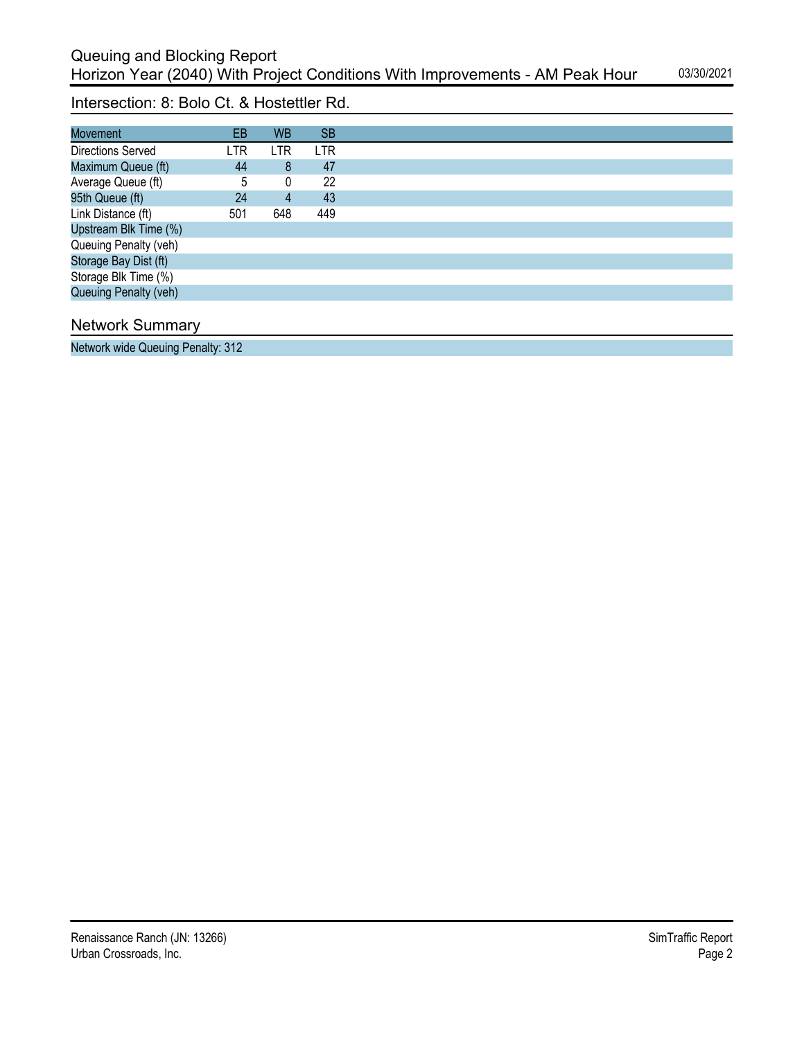# Queuing and Blocking Report
## Horizon Year (2040) With Project Conditions With Improvements - AM Peak Hour

03/30/2021

### Intersection: 8: Bolo Ct. & Hostettler Rd.

| Movement | EB | WB | SB |
|---|---|---|---|
| Directions Served | LTR | LTR | LTR |
| Maximum Queue (ft) | 44 | 8 | 47 |
| Average Queue (ft) | 5 | 0 | 22 |
| 95th Queue (ft) | 24 | 4 | 43 |
| Link Distance (ft) | 501 | 648 | 449 |
| Upstream Blk Time (%) | | | |
| Queuing Penalty (veh) | | | |
| Storage Bay Dist (ft) | | | |
| Storage Blk Time (%) | | | |
| Queuing Penalty (veh) | | | |

### Network Summary

Network wide Queuing Penalty: 312

Renaissance Ranch (JN: 13266)
Urban Crossroads, Inc.

SimTraffic Report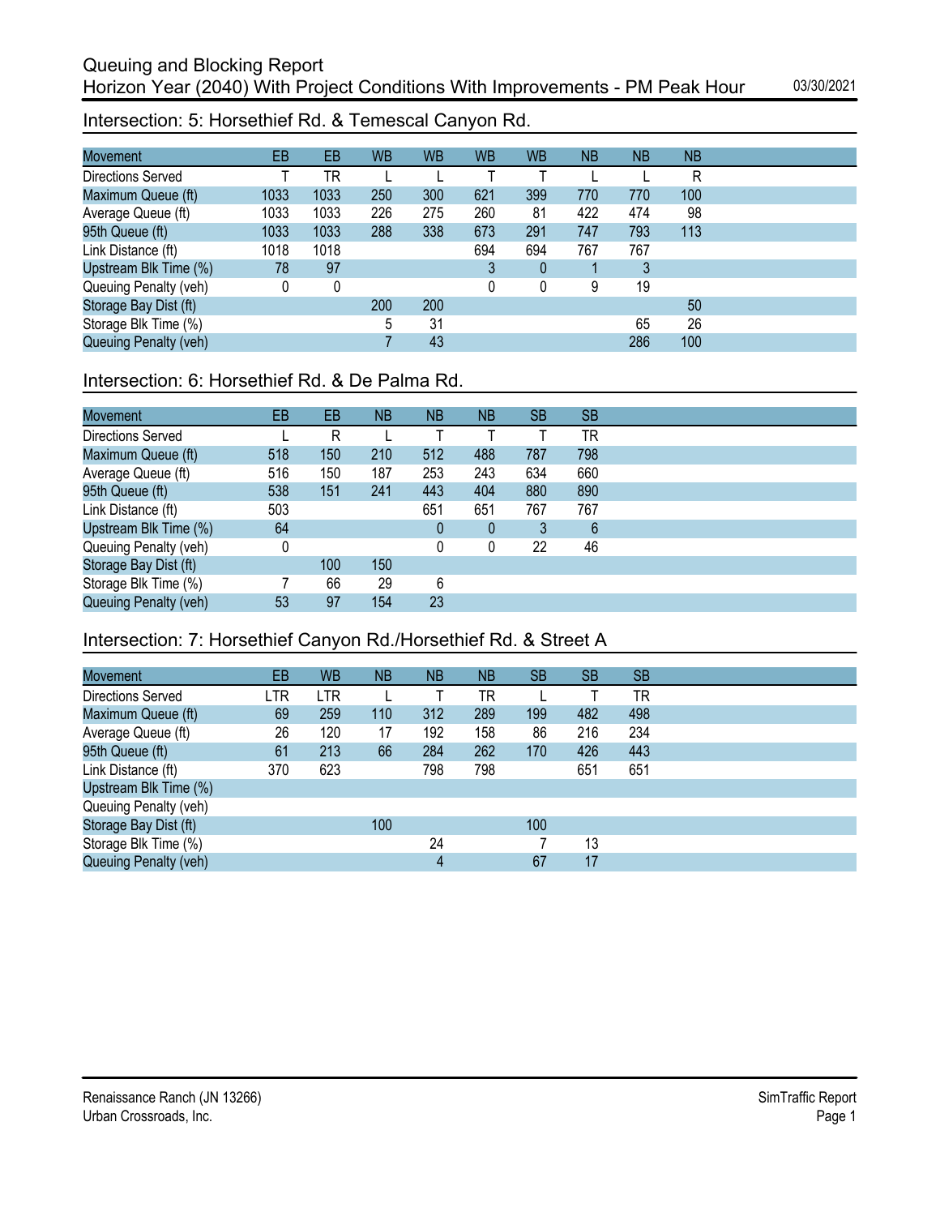# Queuing and Blocking Report
## Horizon Year (2040) With Project Conditions With Improvements - PM Peak Hour

03/30/2021

### Intersection: 5: Horsethief Rd. & Temescal Canyon Rd.

| Movement | EB | EB | WB | WB | WB | WB | NB | NB | NB |
|---|---|---|---|---|---|---|---|---|---|
| Directions Served | T | TR | L | L | T | T | L | L | R |
| Maximum Queue (ft) | 1033 | 1033 | 250 | 300 | 621 | 399 | 770 | 770 | 100 |
| Average Queue (ft) | 1033 | 1033 | 226 | 275 | 260 | 81 | 422 | 474 | 98 |
| 95th Queue (ft) | 1033 | 1033 | 288 | 338 | 673 | 291 | 747 | 793 | 113 |
| Link Distance (ft) | 1018 | 1018 | | | 694 | 694 | 767 | 767 | |
| Upstream Blk Time (%) | 78 | 97 | | | 3 | 0 | 1 | 3 | |
| Queuing Penalty (veh) | 0 | 0 | | | 0 | 0 | 9 | 19 | |
| Storage Bay Dist (ft) | | | 200 | 200 | | | | | 50 |
| Storage Blk Time (%) | | | 5 | 31 | | | | 65 | 26 |
| Queuing Penalty (veh) | | | 7 | 43 | | | | 286 | 100 |

### Intersection: 6: Horsethief Rd. & De Palma Rd.

| Movement | EB | EB | NB | NB | NB | SB | SB |
|---|---|---|---|---|---|---|---|
| Directions Served | L | R | L | T | T | T | TR |
| Maximum Queue (ft) | 518 | 150 | 210 | 512 | 488 | 787 | 798 |
| Average Queue (ft) | 516 | 150 | 187 | 253 | 243 | 634 | 660 |
| 95th Queue (ft) | 538 | 151 | 241 | 443 | 404 | 880 | 890 |
| Link Distance (ft) | 503 | | | 651 | 651 | 767 | 767 |
| Upstream Blk Time (%) | 64 | | | 0 | 0 | 3 | 6 |
| Queuing Penalty (veh) | 0 | | | 0 | 0 | 22 | 46 |
| Storage Bay Dist (ft) | | 100 | 150 | | | | |
| Storage Blk Time (%) | 7 | 66 | 29 | 6 | | | |
| Queuing Penalty (veh) | 53 | 97 | 154 | 23 | | | |

### Intersection: 7: Horsethief Canyon Rd./Horsethief Rd. & Street A

| Movement | EB | WB | NB | NB | NB | SB | SB | SB |
|---|---|---|---|---|---|---|---|---|
| Directions Served | LTR | LTR | L | T | TR | L | T | TR |
| Maximum Queue (ft) | 69 | 259 | 110 | 312 | 289 | 199 | 482 | 498 |
| Average Queue (ft) | 26 | 120 | 17 | 192 | 158 | 86 | 216 | 234 |
| 95th Queue (ft) | 61 | 213 | 66 | 284 | 262 | 170 | 426 | 443 |
| Link Distance (ft) | 370 | 623 | | 798 | 798 | | 651 | 651 |
| Upstream Blk Time (%) | | | | | | | | |
| Queuing Penalty (veh) | | | | | | | | |
| Storage Bay Dist (ft) | | | 100 | | | 100 | | |
| Storage Blk Time (%) | | | | 24 | | 7 | 13 | |
| Queuing Penalty (veh) | | | | 4 | | 67 | 17 | |

Renaissance Ranch (JN 13266)
Urban Crossroads, Inc.

SimTraffic Report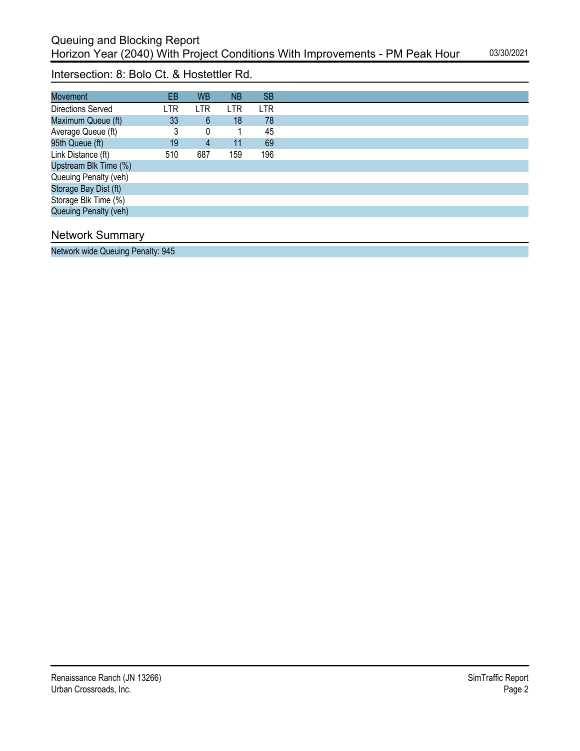# Queuing and Blocking Report
## Horizon Year (2040) With Project Conditions With Improvements - PM Peak Hour

03/30/2021

### Intersection: 8: Bolo Ct. & Hostettler Rd.

| Movement | EB | WB | NB | SB |
|---|---|---|---|---|
| Directions Served | LTR | LTR | LTR | LTR |
| Maximum Queue (ft) | 33 | 6 | 18 | 78 |
| Average Queue (ft) | 3 | 0 | 1 | 45 |
| 95th Queue (ft) | 19 | 4 | 11 | 69 |
| Link Distance (ft) | 510 | 687 | 159 | 196 |
| Upstream Blk Time (%) | | | | |
| Queuing Penalty (veh) | | | | |
| Storage Bay Dist (ft) | | | | |
| Storage Blk Time (%) | | | | |
| Queuing Penalty (veh) | | | | |

### Network Summary

Network wide Queuing Penalty: 945

Renaissance Ranch (JN 13266)
Urban Crossroads, Inc.

SimTraffic Report